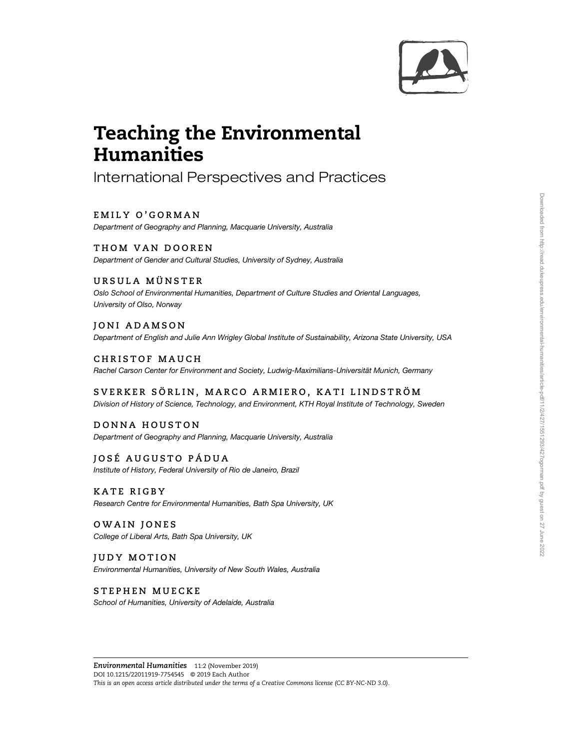# Teaching the Environmental Humanities

## International Perspectives and Practices

**EMILY O'GORMAN**
*Department of Geography and Planning, Macquarie University, Australia*

**THOM VAN DOOREN**
*Department of Gender and Cultural Studies, University of Sydney, Australia*

**URSULA MÜNSTER**
*Oslo School of Environmental Humanities, Department of Culture Studies and Oriental Languages, University of Olso, Norway*

**JONI ADAMSON**
*Department of English and Julie Ann Wrigley Global Institute of Sustainability, Arizona State University, USA*

**CHRISTOF MAUCH**
*Rachel Carson Center for Environment and Society, Ludwig-Maximilians-Universität Munich, Germany*

**SVERKER SÖRLIN, MARCO ARMIERO, KATI LINDSTRÖM**
*Division of History of Science, Technology, and Environment, KTH Royal Institute of Technology, Sweden*

**DONNA HOUSTON**
*Department of Geography and Planning, Macquarie University, Australia*

**JOSÉ AUGUSTO PÁDUA**
*Institute of History, Federal University of Rio de Janeiro, Brazil*

**KATE RIGBY**
*Research Centre for Environmental Humanities, Bath Spa University, UK*

**OWAIN JONES**
*College of Liberal Arts, Bath Spa University, UK*

**JUDY MOTION**
*Environmental Humanities, University of New South Wales, Australia*

**STEPHEN MUECKE**
*School of Humanities, University of Adelaide, Australia*

*Environmental Humanities* 11:2 (November 2019)
DOI 10.1215/22011919-7754545 © 2019 Each Author
*This is an open access article distributed under the terms of a Creative Commons license (CC BY-NC-ND 3.0).*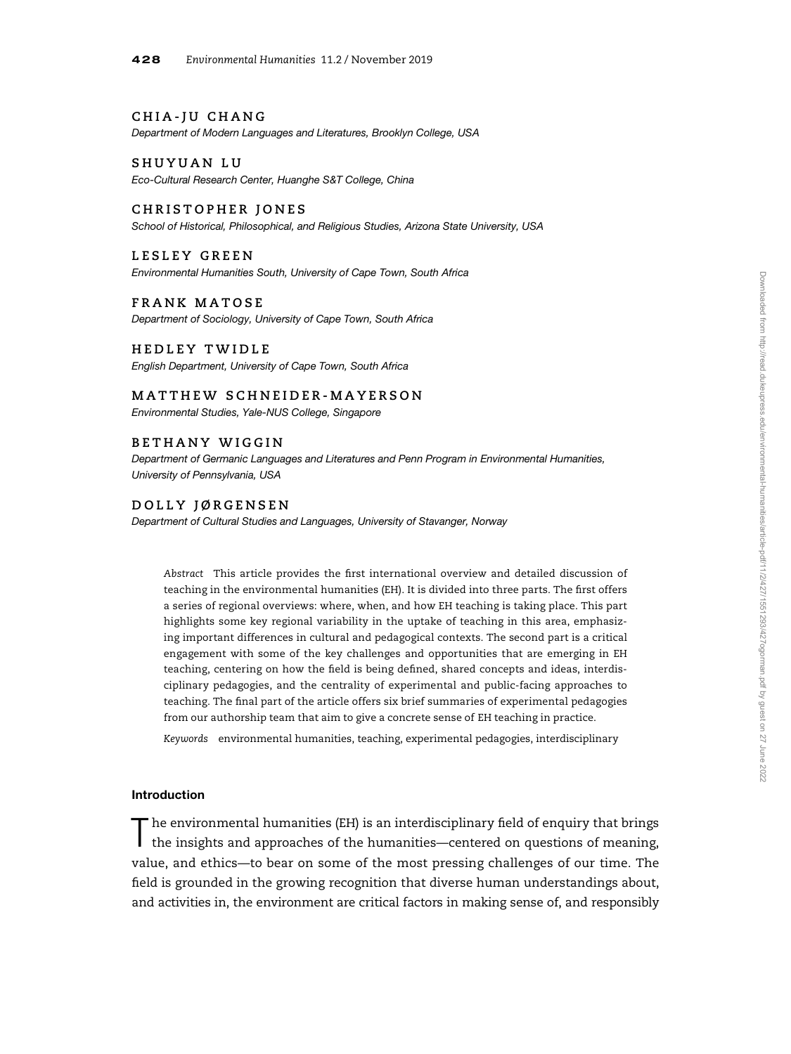**CHIA-JU CHANG**
*Department of Modern Languages and Literatures, Brooklyn College, USA*

**SHUYUAN LU**
*Eco-Cultural Research Center, Huanghe S&T College, China*

**CHRISTOPHER JONES**
*School of Historical, Philosophical, and Religious Studies, Arizona State University, USA*

**LESLEY GREEN**
*Environmental Humanities South, University of Cape Town, South Africa*

**FRANK MATOSE**
*Department of Sociology, University of Cape Town, South Africa*

**HEDLEY TWIDLE**
*English Department, University of Cape Town, South Africa*

**MATTHEW SCHNEIDER-MAYERSON**
*Environmental Studies, Yale-NUS College, Singapore*

**BETHANY WIGGIN**
*Department of Germanic Languages and Literatures and Penn Program in Environmental Humanities, University of Pennsylvania, USA*

**DOLLY JØRGENSEN**
*Department of Cultural Studies and Languages, University of Stavanger, Norway*

*Abstract* This article provides the first international overview and detailed discussion of teaching in the environmental humanities (EH). It is divided into three parts. The first offers a series of regional overviews: where, when, and how EH teaching is taking place. This part highlights some key regional variability in the uptake of teaching in this area, emphasizing important differences in cultural and pedagogical contexts. The second part is a critical engagement with some of the key challenges and opportunities that are emerging in EH teaching, centering on how the field is being defined, shared concepts and ideas, interdisciplinary pedagogies, and the centrality of experimental and public-facing approaches to teaching. The final part of the article offers six brief summaries of experimental pedagogies from our authorship team that aim to give a concrete sense of EH teaching in practice.

*Keywords* environmental humanities, teaching, experimental pedagogies, interdisciplinary

## Introduction

The environmental humanities (EH) is an interdisciplinary field of enquiry that brings the insights and approaches of the humanities—centered on questions of meaning, value, and ethics—to bear on some of the most pressing challenges of our time. The field is grounded in the growing recognition that diverse human understandings about, and activities in, the environment are critical factors in making sense of, and responsibly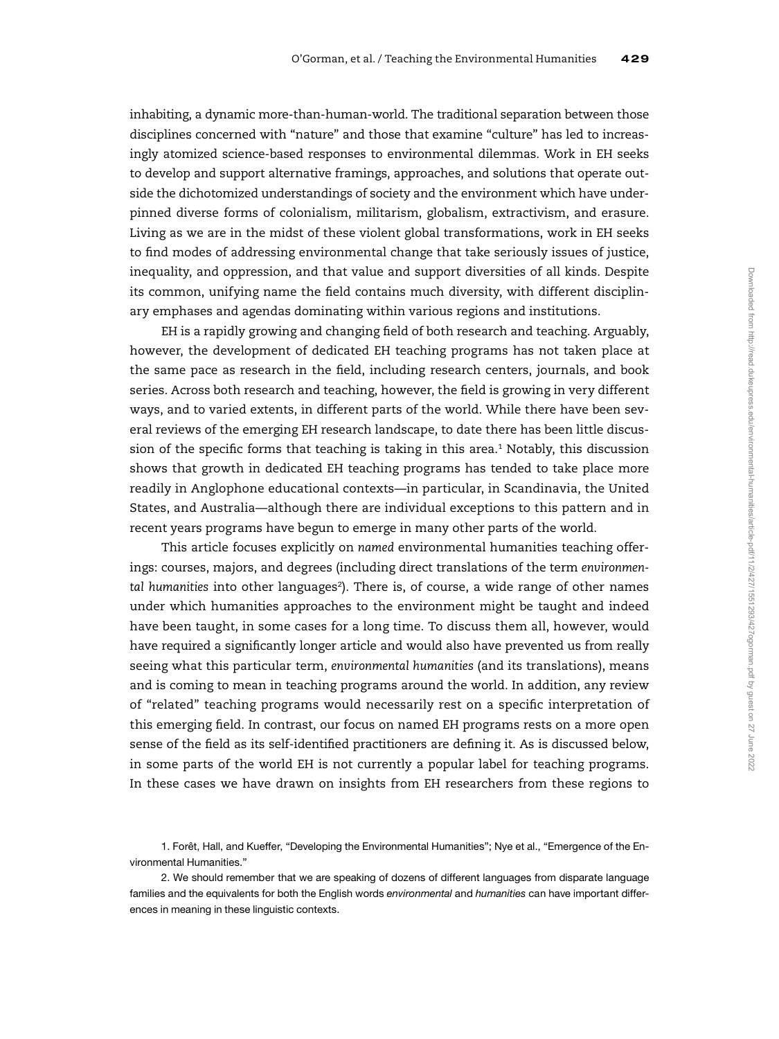inhabiting, a dynamic more-than-human-world. The traditional separation between those disciplines concerned with "nature" and those that examine "culture" has led to increasingly atomized science-based responses to environmental dilemmas. Work in EH seeks to develop and support alternative framings, approaches, and solutions that operate outside the dichotomized understandings of society and the environment which have underpinned diverse forms of colonialism, militarism, globalism, extractivism, and erasure. Living as we are in the midst of these violent global transformations, work in EH seeks to find modes of addressing environmental change that take seriously issues of justice, inequality, and oppression, and that value and support diversities of all kinds. Despite its common, unifying name the field contains much diversity, with different disciplinary emphases and agendas dominating within various regions and institutions.

EH is a rapidly growing and changing field of both research and teaching. Arguably, however, the development of dedicated EH teaching programs has not taken place at the same pace as research in the field, including research centers, journals, and book series. Across both research and teaching, however, the field is growing in very different ways, and to varied extents, in different parts of the world. While there have been several reviews of the emerging EH research landscape, to date there has been little discussion of the specific forms that teaching is taking in this area.[1] Notably, this discussion shows that growth in dedicated EH teaching programs has tended to take place more readily in Anglophone educational contexts—in particular, in Scandinavia, the United States, and Australia—although there are individual exceptions to this pattern and in recent years programs have begun to emerge in many other parts of the world.

This article focuses explicitly on *named* environmental humanities teaching offerings: courses, majors, and degrees (including direct translations of the term *environmental humanities* into other languages[2]). There is, of course, a wide range of other names under which humanities approaches to the environment might be taught and indeed have been taught, in some cases for a long time. To discuss them all, however, would have required a significantly longer article and would also have prevented us from really seeing what this particular term, *environmental humanities* (and its translations), means and is coming to mean in teaching programs around the world. In addition, any review of "related" teaching programs would necessarily rest on a specific interpretation of this emerging field. In contrast, our focus on named EH programs rests on a more open sense of the field as its self-identified practitioners are defining it. As is discussed below, in some parts of the world EH is not currently a popular label for teaching programs. In these cases we have drawn on insights from EH researchers from these regions to

1. Forêt, Hall, and Kueffer, "Developing the Environmental Humanities"; Nye et al., "Emergence of the Environmental Humanities."

2. We should remember that we are speaking of dozens of different languages from disparate language families and the equivalents for both the English words *environmental* and *humanities* can have important differences in meaning in these linguistic contexts.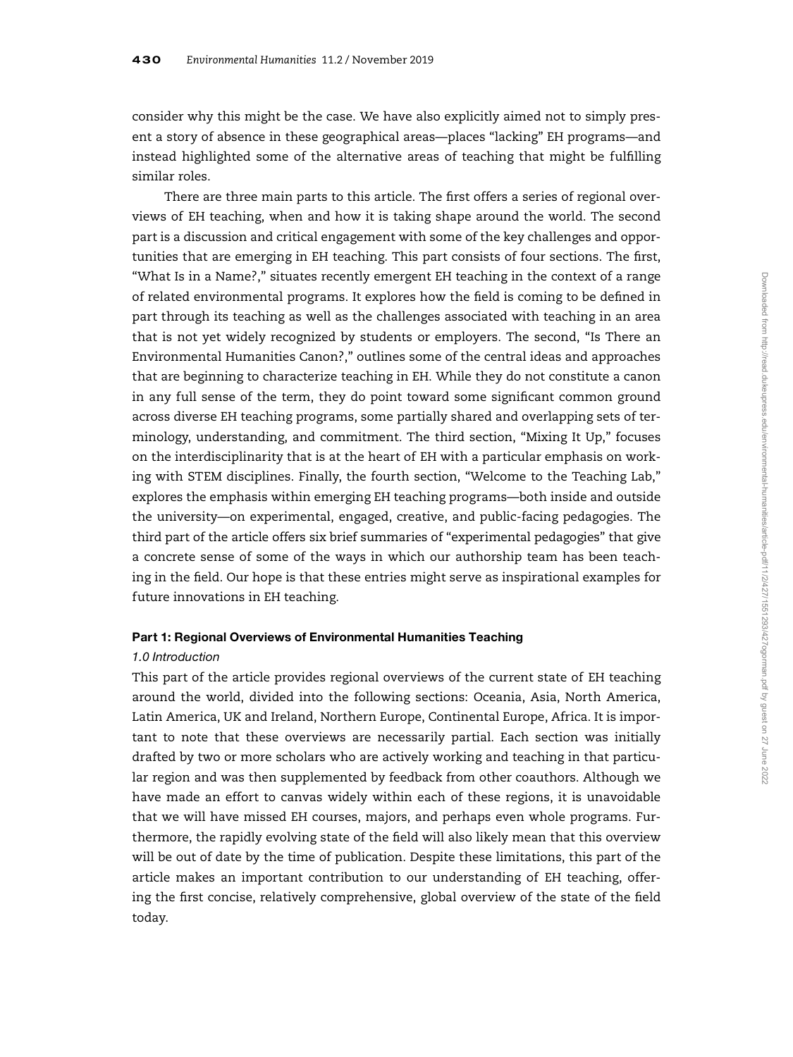consider why this might be the case. We have also explicitly aimed not to simply present a story of absence in these geographical areas—places "lacking" EH programs—and instead highlighted some of the alternative areas of teaching that might be fulfilling similar roles.

There are three main parts to this article. The first offers a series of regional overviews of EH teaching, when and how it is taking shape around the world. The second part is a discussion and critical engagement with some of the key challenges and opportunities that are emerging in EH teaching. This part consists of four sections. The first, "What Is in a Name?," situates recently emergent EH teaching in the context of a range of related environmental programs. It explores how the field is coming to be defined in part through its teaching as well as the challenges associated with teaching in an area that is not yet widely recognized by students or employers. The second, "Is There an Environmental Humanities Canon?," outlines some of the central ideas and approaches that are beginning to characterize teaching in EH. While they do not constitute a canon in any full sense of the term, they do point toward some significant common ground across diverse EH teaching programs, some partially shared and overlapping sets of terminology, understanding, and commitment. The third section, "Mixing It Up," focuses on the interdisciplinarity that is at the heart of EH with a particular emphasis on working with STEM disciplines. Finally, the fourth section, "Welcome to the Teaching Lab," explores the emphasis within emerging EH teaching programs—both inside and outside the university—on experimental, engaged, creative, and public-facing pedagogies. The third part of the article offers six brief summaries of "experimental pedagogies" that give a concrete sense of some of the ways in which our authorship team has been teaching in the field. Our hope is that these entries might serve as inspirational examples for future innovations in EH teaching.

## Part 1: Regional Overviews of Environmental Humanities Teaching

### *1.0 Introduction*

This part of the article provides regional overviews of the current state of EH teaching around the world, divided into the following sections: Oceania, Asia, North America, Latin America, UK and Ireland, Northern Europe, Continental Europe, Africa. It is important to note that these overviews are necessarily partial. Each section was initially drafted by two or more scholars who are actively working and teaching in that particular region and was then supplemented by feedback from other coauthors. Although we have made an effort to canvas widely within each of these regions, it is unavoidable that we will have missed EH courses, majors, and perhaps even whole programs. Furthermore, the rapidly evolving state of the field will also likely mean that this overview will be out of date by the time of publication. Despite these limitations, this part of the article makes an important contribution to our understanding of EH teaching, offering the first concise, relatively comprehensive, global overview of the state of the field today.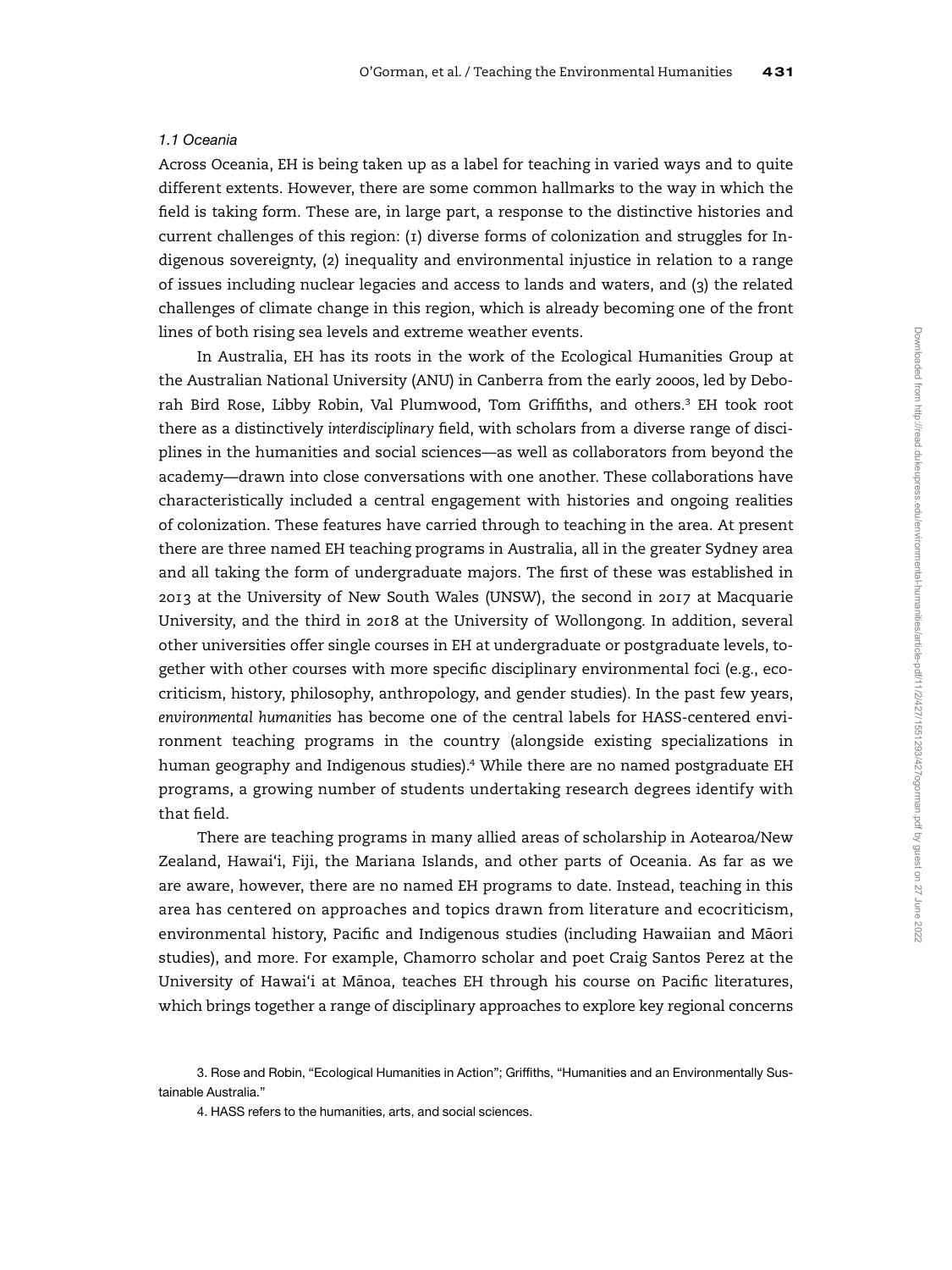*1.1 Oceania*

Across Oceania, EH is being taken up as a label for teaching in varied ways and to quite different extents. However, there are some common hallmarks to the way in which the field is taking form. These are, in large part, a response to the distinctive histories and current challenges of this region: (1) diverse forms of colonization and struggles for Indigenous sovereignty, (2) inequality and environmental injustice in relation to a range of issues including nuclear legacies and access to lands and waters, and (3) the related challenges of climate change in this region, which is already becoming one of the front lines of both rising sea levels and extreme weather events.

In Australia, EH has its roots in the work of the Ecological Humanities Group at the Australian National University (ANU) in Canberra from the early 2000s, led by Deborah Bird Rose, Libby Robin, Val Plumwood, Tom Griffiths, and others.[3] EH took root there as a distinctively *interdisciplinary* field, with scholars from a diverse range of disciplines in the humanities and social sciences—as well as collaborators from beyond the academy—drawn into close conversations with one another. These collaborations have characteristically included a central engagement with histories and ongoing realities of colonization. These features have carried through to teaching in the area. At present there are three named EH teaching programs in Australia, all in the greater Sydney area and all taking the form of undergraduate majors. The first of these was established in 2013 at the University of New South Wales (UNSW), the second in 2017 at Macquarie University, and the third in 2018 at the University of Wollongong. In addition, several other universities offer single courses in EH at undergraduate or postgraduate levels, together with other courses with more specific disciplinary environmental foci (e.g., ecocriticism, history, philosophy, anthropology, and gender studies). In the past few years, *environmental humanities* has become one of the central labels for HASS-centered environment teaching programs in the country (alongside existing specializations in human geography and Indigenous studies).[4] While there are no named postgraduate EH programs, a growing number of students undertaking research degrees identify with that field.

There are teaching programs in many allied areas of scholarship in Aotearoa/New Zealand, Hawai'i, Fiji, the Mariana Islands, and other parts of Oceania. As far as we are aware, however, there are no named EH programs to date. Instead, teaching in this area has centered on approaches and topics drawn from literature and ecocriticism, environmental history, Pacific and Indigenous studies (including Hawaiian and Māori studies), and more. For example, Chamorro scholar and poet Craig Santos Perez at the University of Hawai'i at Mānoa, teaches EH through his course on Pacific literatures, which brings together a range of disciplinary approaches to explore key regional concerns

3. Rose and Robin, "Ecological Humanities in Action"; Griffiths, "Humanities and an Environmentally Sustainable Australia."

4. HASS refers to the humanities, arts, and social sciences.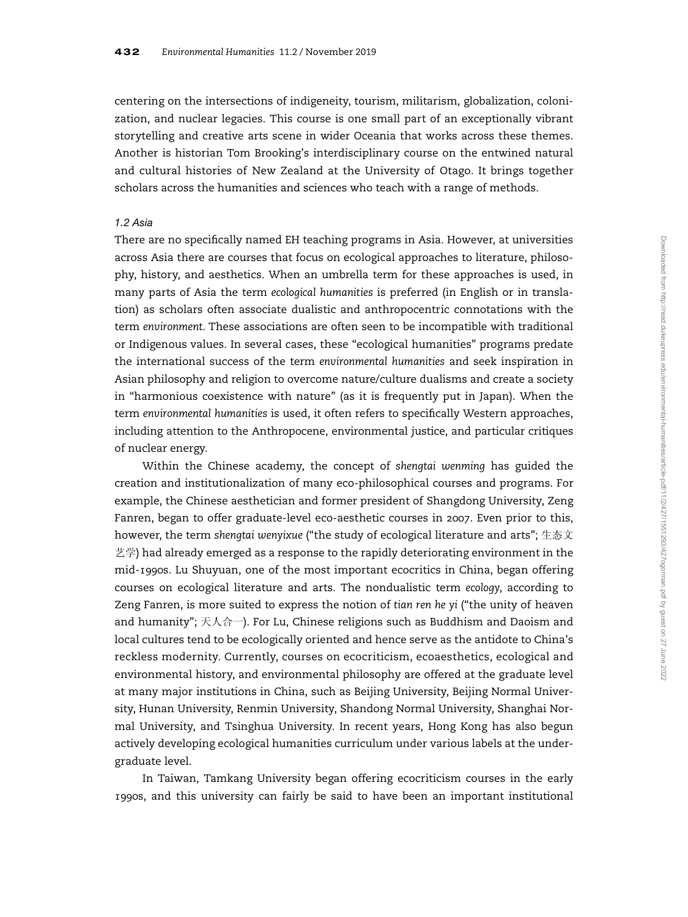centering on the intersections of indigeneity, tourism, militarism, globalization, colonization, and nuclear legacies. This course is one small part of an exceptionally vibrant storytelling and creative arts scene in wider Oceania that works across these themes. Another is historian Tom Brooking's interdisciplinary course on the entwined natural and cultural histories of New Zealand at the University of Otago. It brings together scholars across the humanities and sciences who teach with a range of methods.

### *1.2 Asia*

There are no specifically named EH teaching programs in Asia. However, at universities across Asia there are courses that focus on ecological approaches to literature, philosophy, history, and aesthetics. When an umbrella term for these approaches is used, in many parts of Asia the term *ecological humanities* is preferred (in English or in translation) as scholars often associate dualistic and anthropocentric connotations with the term *environment*. These associations are often seen to be incompatible with traditional or Indigenous values. In several cases, these "ecological humanities" programs predate the international success of the term *environmental humanities* and seek inspiration in Asian philosophy and religion to overcome nature/culture dualisms and create a society in "harmonious coexistence with nature" (as it is frequently put in Japan). When the term *environmental humanities* is used, it often refers to specifically Western approaches, including attention to the Anthropocene, environmental justice, and particular critiques of nuclear energy.

Within the Chinese academy, the concept of *shengtai wenming* has guided the creation and institutionalization of many eco-philosophical courses and programs. For example, the Chinese aesthetician and former president of Shangdong University, Zeng Fanren, began to offer graduate-level eco-aesthetic courses in 2007. Even prior to this, however, the term *shengtai wenyixue* ("the study of ecological literature and arts"; 生态文艺学) had already emerged as a response to the rapidly deteriorating environment in the mid-1990s. Lu Shuyuan, one of the most important ecocritics in China, began offering courses on ecological literature and arts. The nondualistic term *ecology*, according to Zeng Fanren, is more suited to express the notion of *tian ren he yi* ("the unity of heaven and humanity"; 天人合一). For Lu, Chinese religions such as Buddhism and Daoism and local cultures tend to be ecologically oriented and hence serve as the antidote to China's reckless modernity. Currently, courses on ecocriticism, ecoaesthetics, ecological and environmental history, and environmental philosophy are offered at the graduate level at many major institutions in China, such as Beijing University, Beijing Normal University, Hunan University, Renmin University, Shandong Normal University, Shanghai Normal University, and Tsinghua University. In recent years, Hong Kong has also begun actively developing ecological humanities curriculum under various labels at the undergraduate level.

In Taiwan, Tamkang University began offering ecocriticism courses in the early 1990s, and this university can fairly be said to have been an important institutional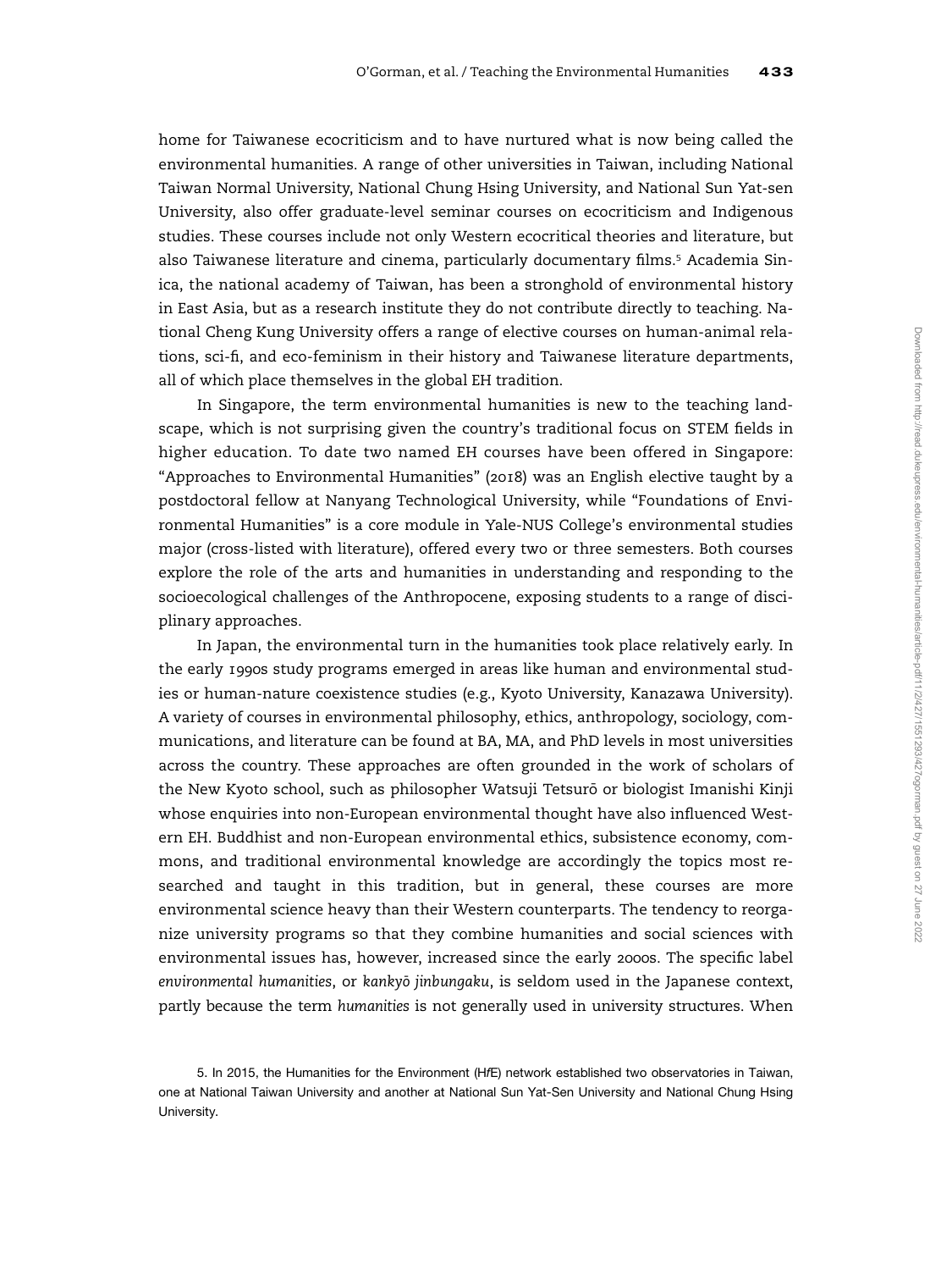home for Taiwanese ecocriticism and to have nurtured what is now being called the environmental humanities. A range of other universities in Taiwan, including National Taiwan Normal University, National Chung Hsing University, and National Sun Yat-sen University, also offer graduate-level seminar courses on ecocriticism and Indigenous studies. These courses include not only Western ecocritical theories and literature, but also Taiwanese literature and cinema, particularly documentary films.[5] Academia Sinica, the national academy of Taiwan, has been a stronghold of environmental history in East Asia, but as a research institute they do not contribute directly to teaching. National Cheng Kung University offers a range of elective courses on human-animal relations, sci-fi, and eco-feminism in their history and Taiwanese literature departments, all of which place themselves in the global EH tradition.

In Singapore, the term environmental humanities is new to the teaching landscape, which is not surprising given the country's traditional focus on STEM fields in higher education. To date two named EH courses have been offered in Singapore: "Approaches to Environmental Humanities" (2018) was an English elective taught by a postdoctoral fellow at Nanyang Technological University, while "Foundations of Environmental Humanities" is a core module in Yale-NUS College's environmental studies major (cross-listed with literature), offered every two or three semesters. Both courses explore the role of the arts and humanities in understanding and responding to the socioecological challenges of the Anthropocene, exposing students to a range of disciplinary approaches.

In Japan, the environmental turn in the humanities took place relatively early. In the early 1990s study programs emerged in areas like human and environmental studies or human-nature coexistence studies (e.g., Kyoto University, Kanazawa University). A variety of courses in environmental philosophy, ethics, anthropology, sociology, communications, and literature can be found at BA, MA, and PhD levels in most universities across the country. These approaches are often grounded in the work of scholars of the New Kyoto school, such as philosopher Watsuji Tetsurō or biologist Imanishi Kinji whose enquiries into non-European environmental thought have also influenced Western EH. Buddhist and non-European environmental ethics, subsistence economy, commons, and traditional environmental knowledge are accordingly the topics most researched and taught in this tradition, but in general, these courses are more environmental science heavy than their Western counterparts. The tendency to reorganize university programs so that they combine humanities and social sciences with environmental issues has, however, increased since the early 2000s. The specific label *environmental humanities*, or *kankyō jinbungaku*, is seldom used in the Japanese context, partly because the term *humanities* is not generally used in university structures. When

5. In 2015, the Humanities for the Environment (H*f*E) network established two observatories in Taiwan, one at National Taiwan University and another at National Sun Yat-Sen University and National Chung Hsing University.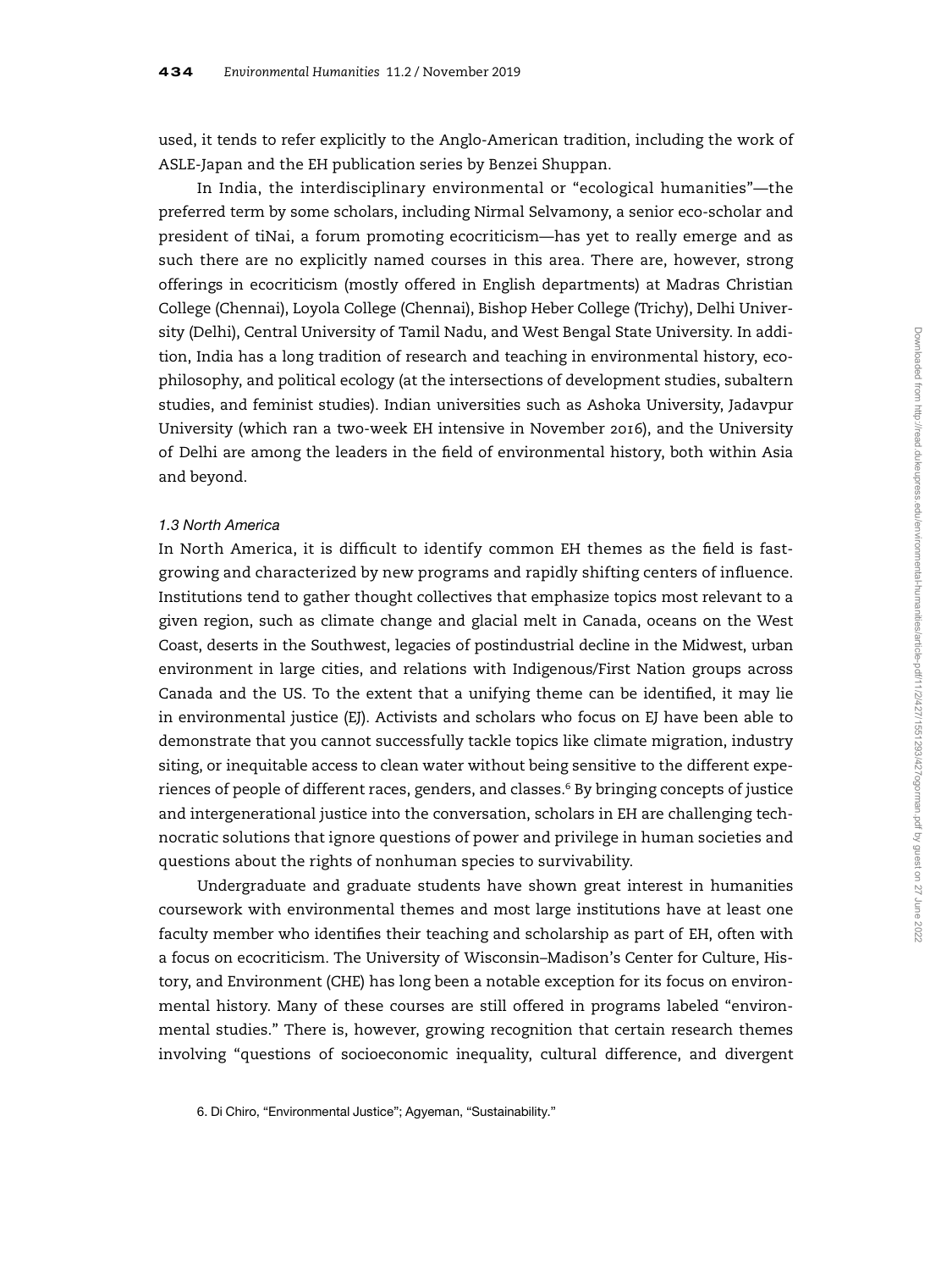used, it tends to refer explicitly to the Anglo-American tradition, including the work of ASLE-Japan and the EH publication series by Benzei Shuppan.

In India, the interdisciplinary environmental or "ecological humanities"—the preferred term by some scholars, including Nirmal Selvamony, a senior eco-scholar and president of tiNai, a forum promoting ecocriticism—has yet to really emerge and as such there are no explicitly named courses in this area. There are, however, strong offerings in ecocriticism (mostly offered in English departments) at Madras Christian College (Chennai), Loyola College (Chennai), Bishop Heber College (Trichy), Delhi University (Delhi), Central University of Tamil Nadu, and West Bengal State University. In addition, India has a long tradition of research and teaching in environmental history, ecophilosophy, and political ecology (at the intersections of development studies, subaltern studies, and feminist studies). Indian universities such as Ashoka University, Jadavpur University (which ran a two-week EH intensive in November 2016), and the University of Delhi are among the leaders in the field of environmental history, both within Asia and beyond.

### *1.3 North America*

In North America, it is difficult to identify common EH themes as the field is fast-growing and characterized by new programs and rapidly shifting centers of influence. Institutions tend to gather thought collectives that emphasize topics most relevant to a given region, such as climate change and glacial melt in Canada, oceans on the West Coast, deserts in the Southwest, legacies of postindustrial decline in the Midwest, urban environment in large cities, and relations with Indigenous/First Nation groups across Canada and the US. To the extent that a unifying theme can be identified, it may lie in environmental justice (EJ). Activists and scholars who focus on EJ have been able to demonstrate that you cannot successfully tackle topics like climate migration, industry siting, or inequitable access to clean water without being sensitive to the different experiences of people of different races, genders, and classes.[6] By bringing concepts of justice and intergenerational justice into the conversation, scholars in EH are challenging technocratic solutions that ignore questions of power and privilege in human societies and questions about the rights of nonhuman species to survivability.

Undergraduate and graduate students have shown great interest in humanities coursework with environmental themes and most large institutions have at least one faculty member who identifies their teaching and scholarship as part of EH, often with a focus on ecocriticism. The University of Wisconsin–Madison's Center for Culture, History, and Environment (CHE) has long been a notable exception for its focus on environmental history. Many of these courses are still offered in programs labeled "environmental studies." There is, however, growing recognition that certain research themes involving "questions of socioeconomic inequality, cultural difference, and divergent

6. Di Chiro, "Environmental Justice"; Agyeman, "Sustainability."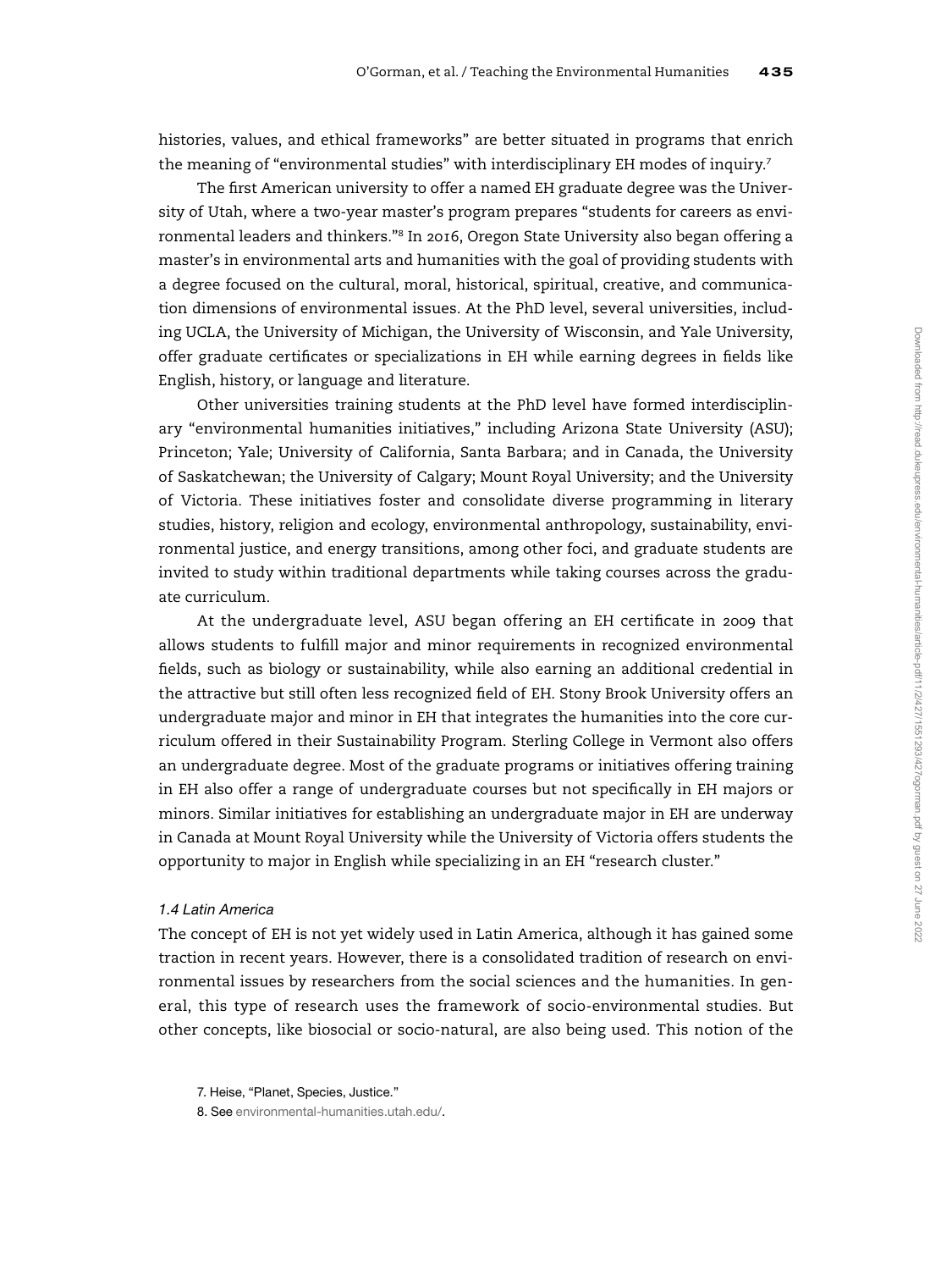histories, values, and ethical frameworks" are better situated in programs that enrich the meaning of "environmental studies" with interdisciplinary EH modes of inquiry.[7]

The first American university to offer a named EH graduate degree was the University of Utah, where a two-year master's program prepares "students for careers as environmental leaders and thinkers."[8] In 2016, Oregon State University also began offering a master's in environmental arts and humanities with the goal of providing students with a degree focused on the cultural, moral, historical, spiritual, creative, and communication dimensions of environmental issues. At the PhD level, several universities, including UCLA, the University of Michigan, the University of Wisconsin, and Yale University, offer graduate certificates or specializations in EH while earning degrees in fields like English, history, or language and literature.

Other universities training students at the PhD level have formed interdisciplinary "environmental humanities initiatives," including Arizona State University (ASU); Princeton; Yale; University of California, Santa Barbara; and in Canada, the University of Saskatchewan; the University of Calgary; Mount Royal University; and the University of Victoria. These initiatives foster and consolidate diverse programming in literary studies, history, religion and ecology, environmental anthropology, sustainability, environmental justice, and energy transitions, among other foci, and graduate students are invited to study within traditional departments while taking courses across the graduate curriculum.

At the undergraduate level, ASU began offering an EH certificate in 2009 that allows students to fulfill major and minor requirements in recognized environmental fields, such as biology or sustainability, while also earning an additional credential in the attractive but still often less recognized field of EH. Stony Brook University offers an undergraduate major and minor in EH that integrates the humanities into the core curriculum offered in their Sustainability Program. Sterling College in Vermont also offers an undergraduate degree. Most of the graduate programs or initiatives offering training in EH also offer a range of undergraduate courses but not specifically in EH majors or minors. Similar initiatives for establishing an undergraduate major in EH are underway in Canada at Mount Royal University while the University of Victoria offers students the opportunity to major in English while specializing in an EH "research cluster."

### *1.4 Latin America*

The concept of EH is not yet widely used in Latin America, although it has gained some traction in recent years. However, there is a consolidated tradition of research on environmental issues by researchers from the social sciences and the humanities. In general, this type of research uses the framework of socio-environmental studies. But other concepts, like biosocial or socio-natural, are also being used. This notion of the

7. Heise, "Planet, Species, Justice."

8. See environmental-humanities.utah.edu/.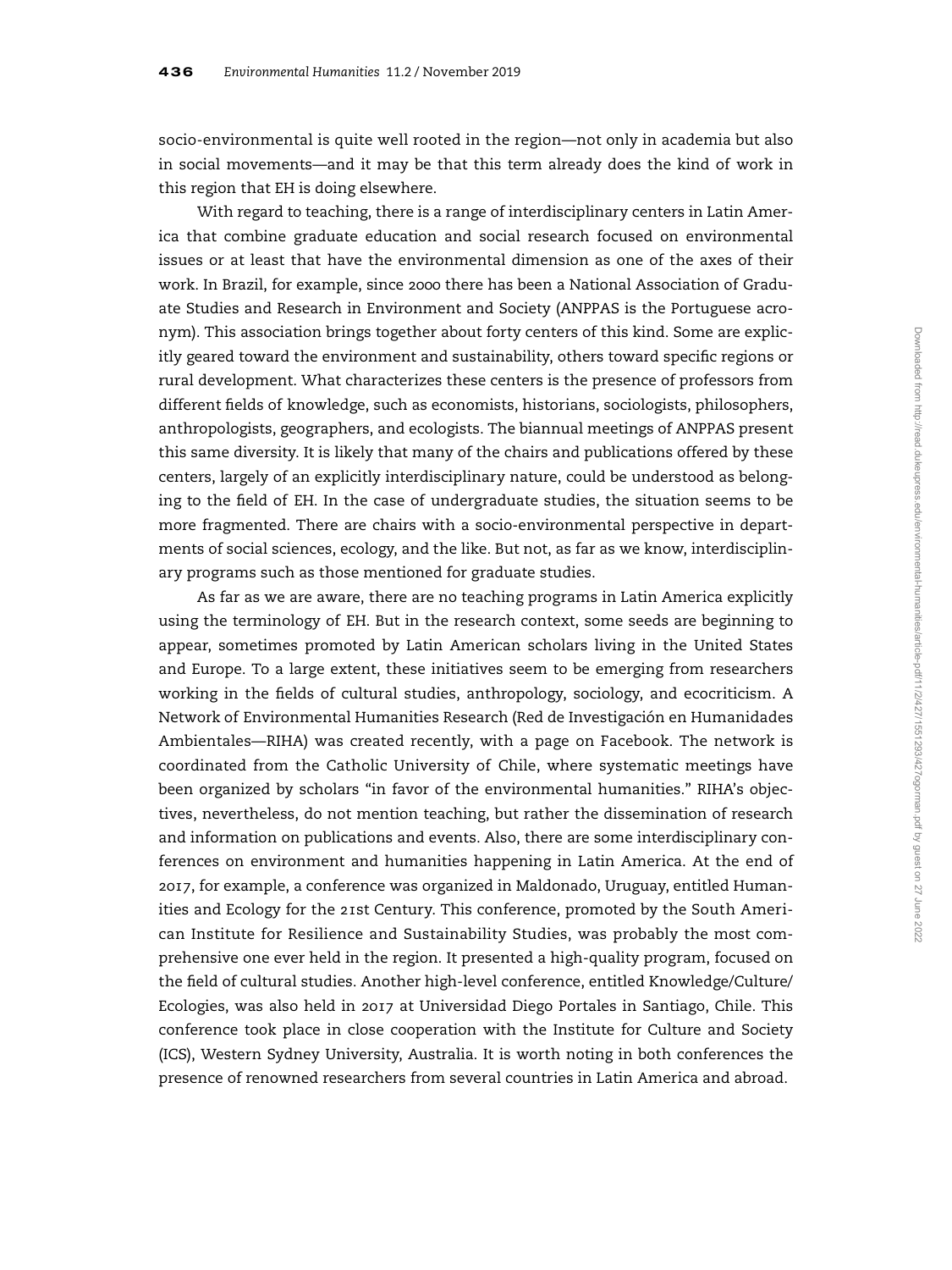socio-environmental is quite well rooted in the region—not only in academia but also in social movements—and it may be that this term already does the kind of work in this region that EH is doing elsewhere.

With regard to teaching, there is a range of interdisciplinary centers in Latin America that combine graduate education and social research focused on environmental issues or at least that have the environmental dimension as one of the axes of their work. In Brazil, for example, since 2000 there has been a National Association of Graduate Studies and Research in Environment and Society (ANPPAS is the Portuguese acronym). This association brings together about forty centers of this kind. Some are explicitly geared toward the environment and sustainability, others toward specific regions or rural development. What characterizes these centers is the presence of professors from different fields of knowledge, such as economists, historians, sociologists, philosophers, anthropologists, geographers, and ecologists. The biannual meetings of ANPPAS present this same diversity. It is likely that many of the chairs and publications offered by these centers, largely of an explicitly interdisciplinary nature, could be understood as belonging to the field of EH. In the case of undergraduate studies, the situation seems to be more fragmented. There are chairs with a socio-environmental perspective in departments of social sciences, ecology, and the like. But not, as far as we know, interdisciplinary programs such as those mentioned for graduate studies.

As far as we are aware, there are no teaching programs in Latin America explicitly using the terminology of EH. But in the research context, some seeds are beginning to appear, sometimes promoted by Latin American scholars living in the United States and Europe. To a large extent, these initiatives seem to be emerging from researchers working in the fields of cultural studies, anthropology, sociology, and ecocriticism. A Network of Environmental Humanities Research (Red de Investigación en Humanidades Ambientales—RIHA) was created recently, with a page on Facebook. The network is coordinated from the Catholic University of Chile, where systematic meetings have been organized by scholars "in favor of the environmental humanities." RIHA's objectives, nevertheless, do not mention teaching, but rather the dissemination of research and information on publications and events. Also, there are some interdisciplinary conferences on environment and humanities happening in Latin America. At the end of 2017, for example, a conference was organized in Maldonado, Uruguay, entitled Humanities and Ecology for the 21st Century. This conference, promoted by the South American Institute for Resilience and Sustainability Studies, was probably the most comprehensive one ever held in the region. It presented a high-quality program, focused on the field of cultural studies. Another high-level conference, entitled Knowledge/Culture/Ecologies, was also held in 2017 at Universidad Diego Portales in Santiago, Chile. This conference took place in close cooperation with the Institute for Culture and Society (ICS), Western Sydney University, Australia. It is worth noting in both conferences the presence of renowned researchers from several countries in Latin America and abroad.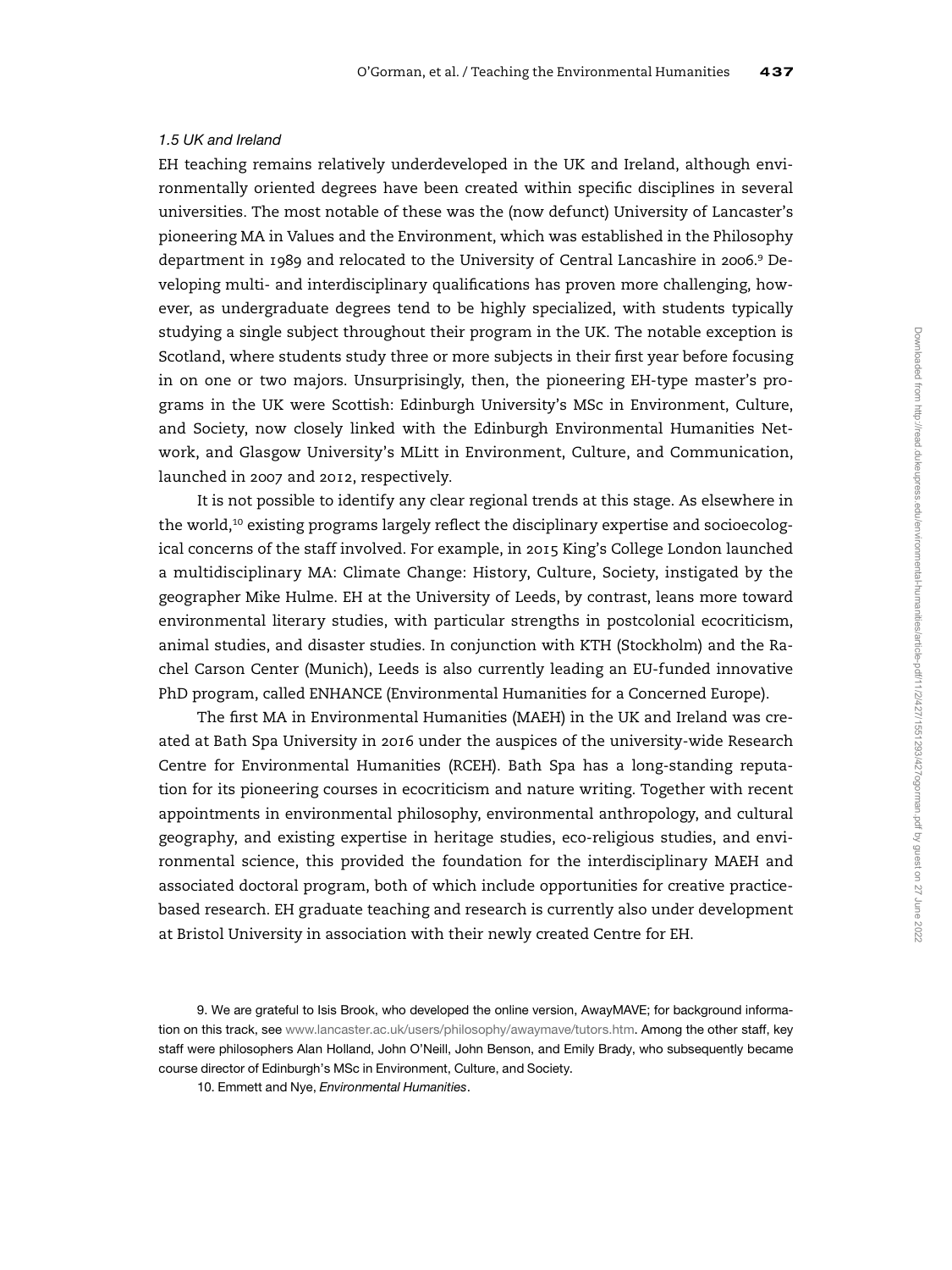### *1.5 UK and Ireland*

EH teaching remains relatively underdeveloped in the UK and Ireland, although environmentally oriented degrees have been created within specific disciplines in several universities. The most notable of these was the (now defunct) University of Lancaster's pioneering MA in Values and the Environment, which was established in the Philosophy department in 1989 and relocated to the University of Central Lancashire in 2006.[9] Developing multi- and interdisciplinary qualifications has proven more challenging, however, as undergraduate degrees tend to be highly specialized, with students typically studying a single subject throughout their program in the UK. The notable exception is Scotland, where students study three or more subjects in their first year before focusing in on one or two majors. Unsurprisingly, then, the pioneering EH-type master's programs in the UK were Scottish: Edinburgh University's MSc in Environment, Culture, and Society, now closely linked with the Edinburgh Environmental Humanities Network, and Glasgow University's MLitt in Environment, Culture, and Communication, launched in 2007 and 2012, respectively.

It is not possible to identify any clear regional trends at this stage. As elsewhere in the world,[10] existing programs largely reflect the disciplinary expertise and socioecological concerns of the staff involved. For example, in 2015 King's College London launched a multidisciplinary MA: Climate Change: History, Culture, Society, instigated by the geographer Mike Hulme. EH at the University of Leeds, by contrast, leans more toward environmental literary studies, with particular strengths in postcolonial ecocriticism, animal studies, and disaster studies. In conjunction with KTH (Stockholm) and the Rachel Carson Center (Munich), Leeds is also currently leading an EU-funded innovative PhD program, called ENHANCE (Environmental Humanities for a Concerned Europe).

The first MA in Environmental Humanities (MAEH) in the UK and Ireland was created at Bath Spa University in 2016 under the auspices of the university-wide Research Centre for Environmental Humanities (RCEH). Bath Spa has a long-standing reputation for its pioneering courses in ecocriticism and nature writing. Together with recent appointments in environmental philosophy, environmental anthropology, and cultural geography, and existing expertise in heritage studies, eco-religious studies, and environmental science, this provided the foundation for the interdisciplinary MAEH and associated doctoral program, both of which include opportunities for creative practice-based research. EH graduate teaching and research is currently also under development at Bristol University in association with their newly created Centre for EH.

9. We are grateful to Isis Brook, who developed the online version, AwayMAVE; for background information on this track, see www.lancaster.ac.uk/users/philosophy/awaymave/tutors.htm. Among the other staff, key staff were philosophers Alan Holland, John O'Neill, John Benson, and Emily Brady, who subsequently became course director of Edinburgh's MSc in Environment, Culture, and Society.

10. Emmett and Nye, *Environmental Humanities*.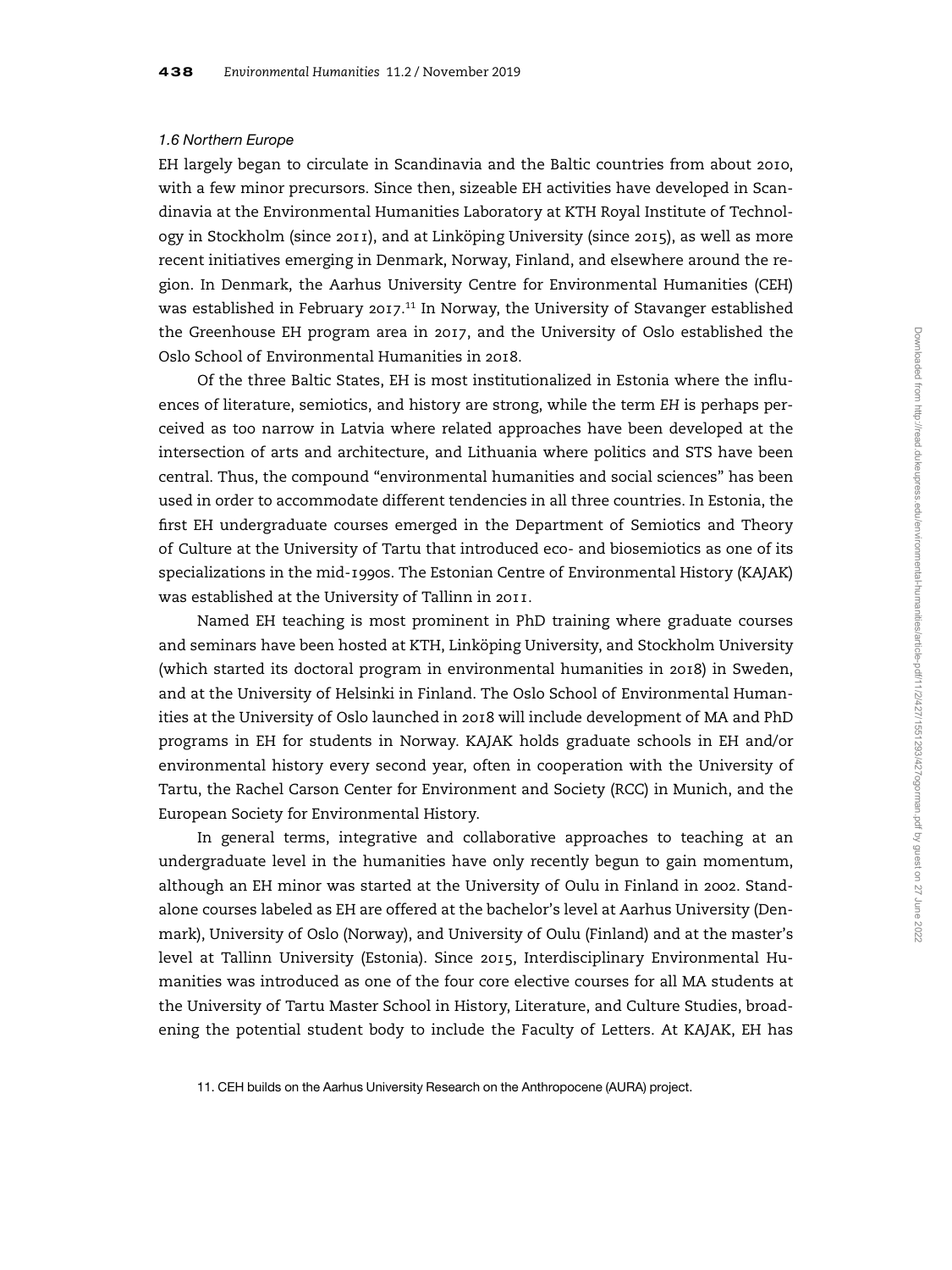*1.6 Northern Europe*

EH largely began to circulate in Scandinavia and the Baltic countries from about 2010, with a few minor precursors. Since then, sizeable EH activities have developed in Scandinavia at the Environmental Humanities Laboratory at KTH Royal Institute of Technology in Stockholm (since 2011), and at Linköping University (since 2015), as well as more recent initiatives emerging in Denmark, Norway, Finland, and elsewhere around the region. In Denmark, the Aarhus University Centre for Environmental Humanities (CEH) was established in February 2017.[11] In Norway, the University of Stavanger established the Greenhouse EH program area in 2017, and the University of Oslo established the Oslo School of Environmental Humanities in 2018.

Of the three Baltic States, EH is most institutionalized in Estonia where the influences of literature, semiotics, and history are strong, while the term *EH* is perhaps perceived as too narrow in Latvia where related approaches have been developed at the intersection of arts and architecture, and Lithuania where politics and STS have been central. Thus, the compound "environmental humanities and social sciences" has been used in order to accommodate different tendencies in all three countries. In Estonia, the first EH undergraduate courses emerged in the Department of Semiotics and Theory of Culture at the University of Tartu that introduced eco- and biosemiotics as one of its specializations in the mid-1990s. The Estonian Centre of Environmental History (KAJAK) was established at the University of Tallinn in 2011.

Named EH teaching is most prominent in PhD training where graduate courses and seminars have been hosted at KTH, Linköping University, and Stockholm University (which started its doctoral program in environmental humanities in 2018) in Sweden, and at the University of Helsinki in Finland. The Oslo School of Environmental Humanities at the University of Oslo launched in 2018 will include development of MA and PhD programs in EH for students in Norway. KAJAK holds graduate schools in EH and/or environmental history every second year, often in cooperation with the University of Tartu, the Rachel Carson Center for Environment and Society (RCC) in Munich, and the European Society for Environmental History.

In general terms, integrative and collaborative approaches to teaching at an undergraduate level in the humanities have only recently begun to gain momentum, although an EH minor was started at the University of Oulu in Finland in 2002. Standalone courses labeled as EH are offered at the bachelor's level at Aarhus University (Denmark), University of Oslo (Norway), and University of Oulu (Finland) and at the master's level at Tallinn University (Estonia). Since 2015, Interdisciplinary Environmental Humanities was introduced as one of the four core elective courses for all MA students at the University of Tartu Master School in History, Literature, and Culture Studies, broadening the potential student body to include the Faculty of Letters. At KAJAK, EH has

11. CEH builds on the Aarhus University Research on the Anthropocene (AURA) project.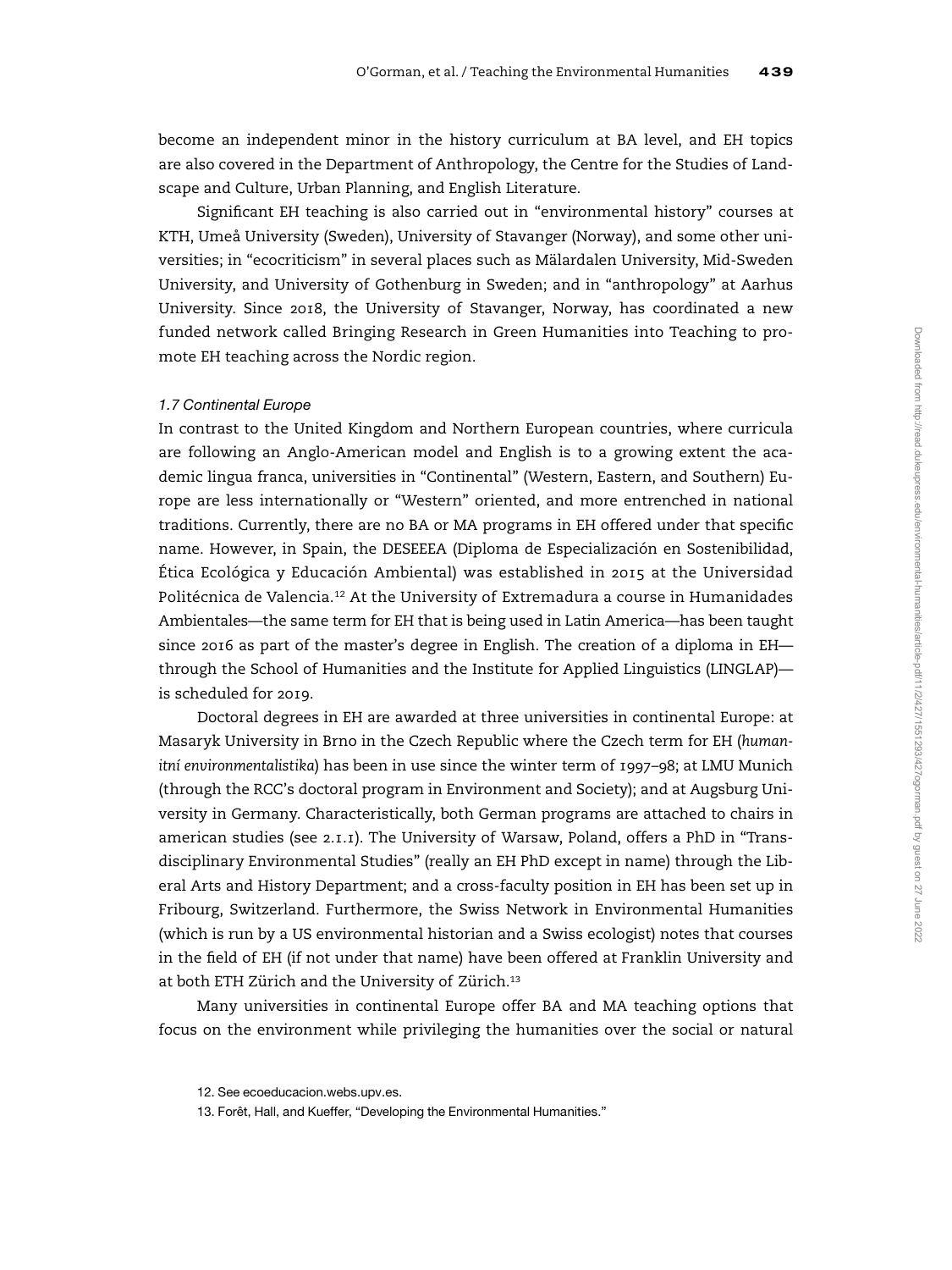become an independent minor in the history curriculum at BA level, and EH topics are also covered in the Department of Anthropology, the Centre for the Studies of Landscape and Culture, Urban Planning, and English Literature.

Significant EH teaching is also carried out in "environmental history" courses at KTH, Umeå University (Sweden), University of Stavanger (Norway), and some other universities; in "ecocriticism" in several places such as Mälardalen University, Mid-Sweden University, and University of Gothenburg in Sweden; and in "anthropology" at Aarhus University. Since 2018, the University of Stavanger, Norway, has coordinated a new funded network called Bringing Research in Green Humanities into Teaching to promote EH teaching across the Nordic region.

### *1.7 Continental Europe*

In contrast to the United Kingdom and Northern European countries, where curricula are following an Anglo-American model and English is to a growing extent the academic lingua franca, universities in "Continental" (Western, Eastern, and Southern) Europe are less internationally or "Western" oriented, and more entrenched in national traditions. Currently, there are no BA or MA programs in EH offered under that specific name. However, in Spain, the DESEEEA (Diploma de Especialización en Sostenibilidad, Ética Ecológica y Educación Ambiental) was established in 2015 at the Universidad Politécnica de Valencia.[12] At the University of Extremadura a course in Humanidades Ambientales—the same term for EH that is being used in Latin America—has been taught since 2016 as part of the master's degree in English. The creation of a diploma in EH—through the School of Humanities and the Institute for Applied Linguistics (LINGLAP)—is scheduled for 2019.

Doctoral degrees in EH are awarded at three universities in continental Europe: at Masaryk University in Brno in the Czech Republic where the Czech term for EH (*humanitní environmentalistika*) has been in use since the winter term of 1997–98; at LMU Munich (through the RCC's doctoral program in Environment and Society); and at Augsburg University in Germany. Characteristically, both German programs are attached to chairs in american studies (see 2.1.1). The University of Warsaw, Poland, offers a PhD in "Transdisciplinary Environmental Studies" (really an EH PhD except in name) through the Liberal Arts and History Department; and a cross-faculty position in EH has been set up in Fribourg, Switzerland. Furthermore, the Swiss Network in Environmental Humanities (which is run by a US environmental historian and a Swiss ecologist) notes that courses in the field of EH (if not under that name) have been offered at Franklin University and at both ETH Zürich and the University of Zürich.[13]

Many universities in continental Europe offer BA and MA teaching options that focus on the environment while privileging the humanities over the social or natural

12. See ecoeducacion.webs.upv.es.

13. Forêt, Hall, and Kueffer, "Developing the Environmental Humanities."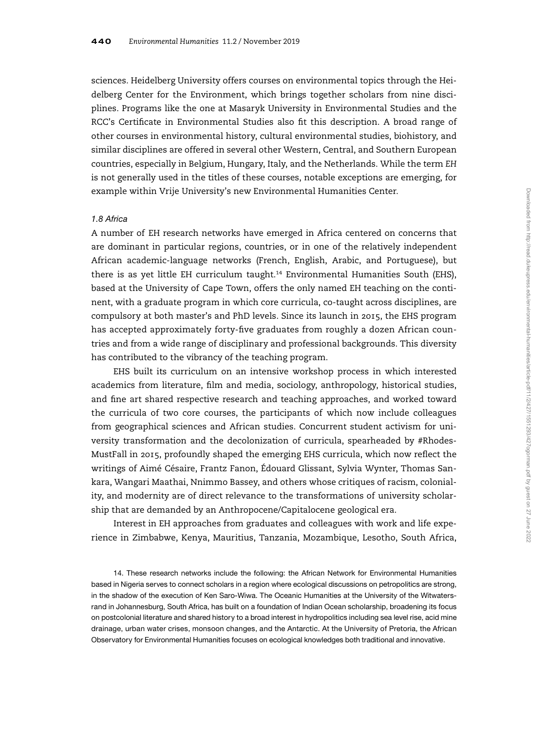sciences. Heidelberg University offers courses on environmental topics through the Heidelberg Center for the Environment, which brings together scholars from nine disciplines. Programs like the one at Masaryk University in Environmental Studies and the RCC's Certificate in Environmental Studies also fit this description. A broad range of other courses in environmental history, cultural environmental studies, biohistory, and similar disciplines are offered in several other Western, Central, and Southern European countries, especially in Belgium, Hungary, Italy, and the Netherlands. While the term *EH* is not generally used in the titles of these courses, notable exceptions are emerging, for example within Vrije University's new Environmental Humanities Center.

### *1.8 Africa*

A number of EH research networks have emerged in Africa centered on concerns that are dominant in particular regions, countries, or in one of the relatively independent African academic-language networks (French, English, Arabic, and Portuguese), but there is as yet little EH curriculum taught.[14] Environmental Humanities South (EHS), based at the University of Cape Town, offers the only named EH teaching on the continent, with a graduate program in which core curricula, co-taught across disciplines, are compulsory at both master's and PhD levels. Since its launch in 2015, the EHS program has accepted approximately forty-five graduates from roughly a dozen African countries and from a wide range of disciplinary and professional backgrounds. This diversity has contributed to the vibrancy of the teaching program.

EHS built its curriculum on an intensive workshop process in which interested academics from literature, film and media, sociology, anthropology, historical studies, and fine art shared respective research and teaching approaches, and worked toward the curricula of two core courses, the participants of which now include colleagues from geographical sciences and African studies. Concurrent student activism for university transformation and the decolonization of curricula, spearheaded by #RhodesMustFall in 2015, profoundly shaped the emerging EHS curricula, which now reflect the writings of Aimé Césaire, Frantz Fanon, Édouard Glissant, Sylvia Wynter, Thomas Sankara, Wangari Maathai, Nnimmo Bassey, and others whose critiques of racism, coloniality, and modernity are of direct relevance to the transformations of university scholarship that are demanded by an Anthropocene/Capitalocene geological era.

Interest in EH approaches from graduates and colleagues with work and life experience in Zimbabwe, Kenya, Mauritius, Tanzania, Mozambique, Lesotho, South Africa,

14. These research networks include the following: the African Network for Environmental Humanities based in Nigeria serves to connect scholars in a region where ecological discussions on petropolitics are strong, in the shadow of the execution of Ken Saro-Wiwa. The Oceanic Humanities at the University of the Witwatersrand in Johannesburg, South Africa, has built on a foundation of Indian Ocean scholarship, broadening its focus on postcolonial literature and shared history to a broad interest in hydropolitics including sea level rise, acid mine drainage, urban water crises, monsoon changes, and the Antarctic. At the University of Pretoria, the African Observatory for Environmental Humanities focuses on ecological knowledges both traditional and innovative.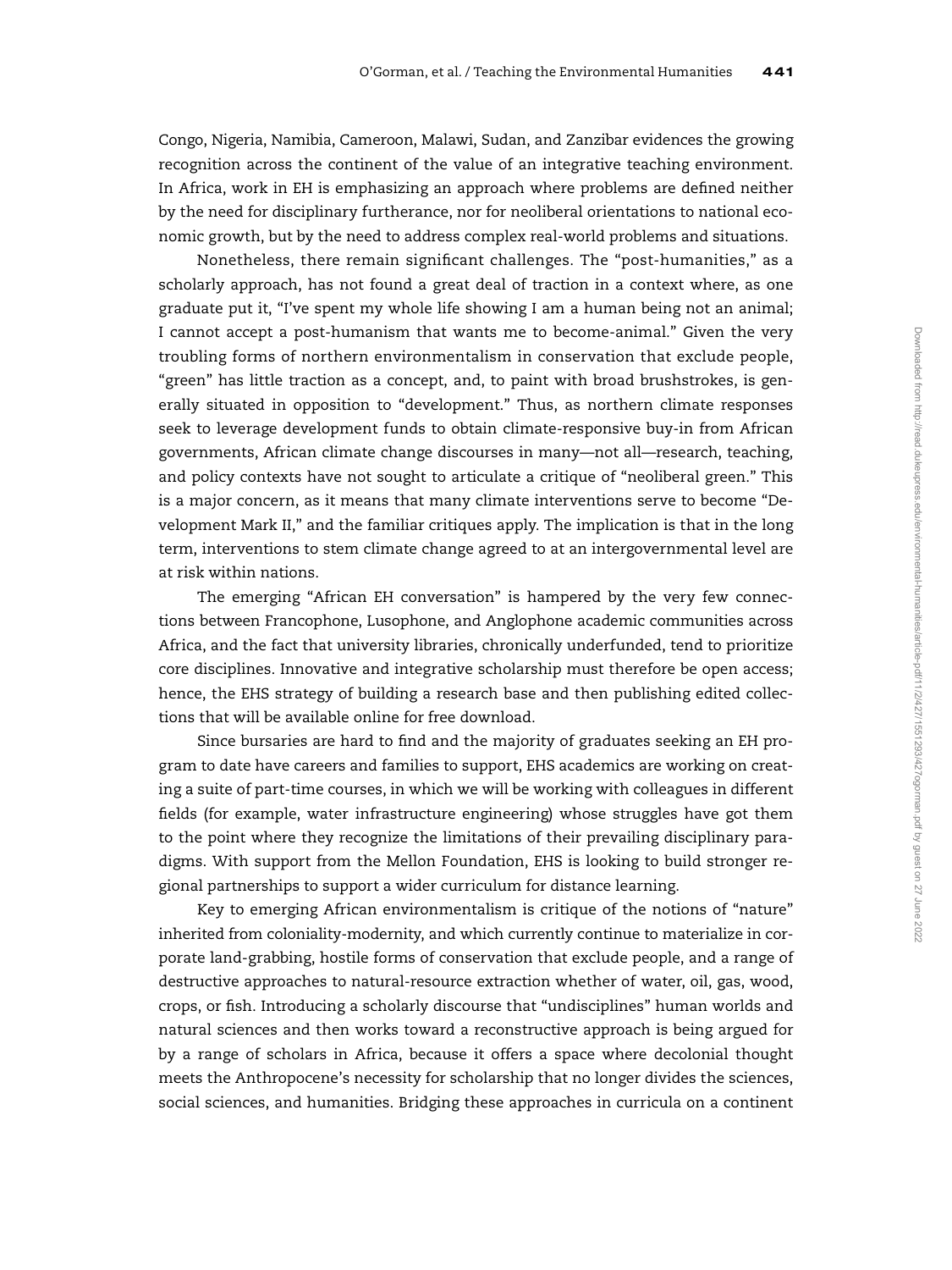Congo, Nigeria, Namibia, Cameroon, Malawi, Sudan, and Zanzibar evidences the growing recognition across the continent of the value of an integrative teaching environment. In Africa, work in EH is emphasizing an approach where problems are defined neither by the need for disciplinary furtherance, nor for neoliberal orientations to national economic growth, but by the need to address complex real-world problems and situations.

Nonetheless, there remain significant challenges. The "post-humanities," as a scholarly approach, has not found a great deal of traction in a context where, as one graduate put it, "I've spent my whole life showing I am a human being not an animal; I cannot accept a post-humanism that wants me to become-animal." Given the very troubling forms of northern environmentalism in conservation that exclude people, "green" has little traction as a concept, and, to paint with broad brushstrokes, is generally situated in opposition to "development." Thus, as northern climate responses seek to leverage development funds to obtain climate-responsive buy-in from African governments, African climate change discourses in many—not all—research, teaching, and policy contexts have not sought to articulate a critique of "neoliberal green." This is a major concern, as it means that many climate interventions serve to become "Development Mark II," and the familiar critiques apply. The implication is that in the long term, interventions to stem climate change agreed to at an intergovernmental level are at risk within nations.

The emerging "African EH conversation" is hampered by the very few connections between Francophone, Lusophone, and Anglophone academic communities across Africa, and the fact that university libraries, chronically underfunded, tend to prioritize core disciplines. Innovative and integrative scholarship must therefore be open access; hence, the EHS strategy of building a research base and then publishing edited collections that will be available online for free download.

Since bursaries are hard to find and the majority of graduates seeking an EH program to date have careers and families to support, EHS academics are working on creating a suite of part-time courses, in which we will be working with colleagues in different fields (for example, water infrastructure engineering) whose struggles have got them to the point where they recognize the limitations of their prevailing disciplinary paradigms. With support from the Mellon Foundation, EHS is looking to build stronger regional partnerships to support a wider curriculum for distance learning.

Key to emerging African environmentalism is critique of the notions of "nature" inherited from coloniality-modernity, and which currently continue to materialize in corporate land-grabbing, hostile forms of conservation that exclude people, and a range of destructive approaches to natural-resource extraction whether of water, oil, gas, wood, crops, or fish. Introducing a scholarly discourse that "undisciplines" human worlds and natural sciences and then works toward a reconstructive approach is being argued for by a range of scholars in Africa, because it offers a space where decolonial thought meets the Anthropocene's necessity for scholarship that no longer divides the sciences, social sciences, and humanities. Bridging these approaches in curricula on a continent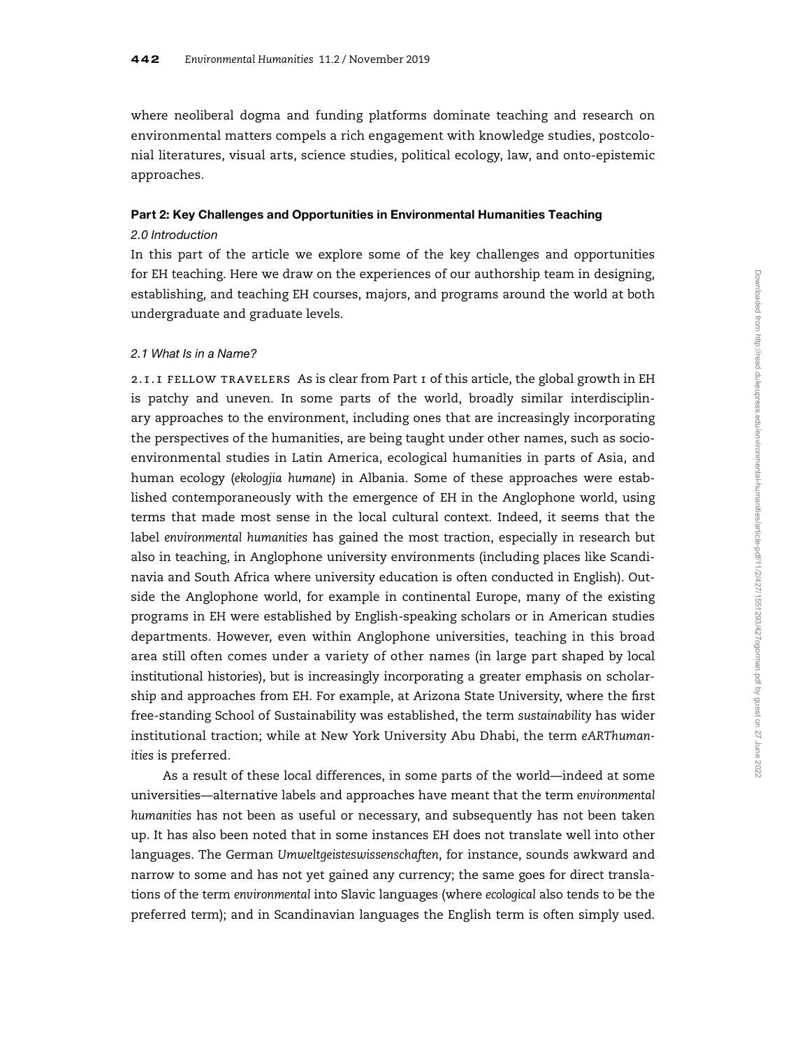where neoliberal dogma and funding platforms dominate teaching and research on environmental matters compels a rich engagement with knowledge studies, postcolonial literatures, visual arts, science studies, political ecology, law, and onto-epistemic approaches.

## Part 2: Key Challenges and Opportunities in Environmental Humanities Teaching

### *2.0 Introduction*

In this part of the article we explore some of the key challenges and opportunities for EH teaching. Here we draw on the experiences of our authorship team in designing, establishing, and teaching EH courses, majors, and programs around the world at both undergraduate and graduate levels.

### *2.1 What Is in a Name?*

2.1.1 FELLOW TRAVELERS As is clear from Part 1 of this article, the global growth in EH is patchy and uneven. In some parts of the world, broadly similar interdisciplinary approaches to the environment, including ones that are increasingly incorporating the perspectives of the humanities, are being taught under other names, such as socio-environmental studies in Latin America, ecological humanities in parts of Asia, and human ecology (*ekologjia humane*) in Albania. Some of these approaches were established contemporaneously with the emergence of EH in the Anglophone world, using terms that made most sense in the local cultural context. Indeed, it seems that the label *environmental humanities* has gained the most traction, especially in research but also in teaching, in Anglophone university environments (including places like Scandinavia and South Africa where university education is often conducted in English). Outside the Anglophone world, for example in continental Europe, many of the existing programs in EH were established by English-speaking scholars or in American studies departments. However, even within Anglophone universities, teaching in this broad area still often comes under a variety of other names (in large part shaped by local institutional histories), but is increasingly incorporating a greater emphasis on scholarship and approaches from EH. For example, at Arizona State University, where the first free-standing School of Sustainability was established, the term *sustainability* has wider institutional traction; while at New York University Abu Dhabi, the term *eARThumanities* is preferred.

As a result of these local differences, in some parts of the world—indeed at some universities—alternative labels and approaches have meant that the term *environmental humanities* has not been as useful or necessary, and subsequently has not been taken up. It has also been noted that in some instances EH does not translate well into other languages. The German *Umweltgeisteswissenschaften*, for instance, sounds awkward and narrow to some and has not yet gained any currency; the same goes for direct translations of the term *environmental* into Slavic languages (where *ecological* also tends to be the preferred term); and in Scandinavian languages the English term is often simply used.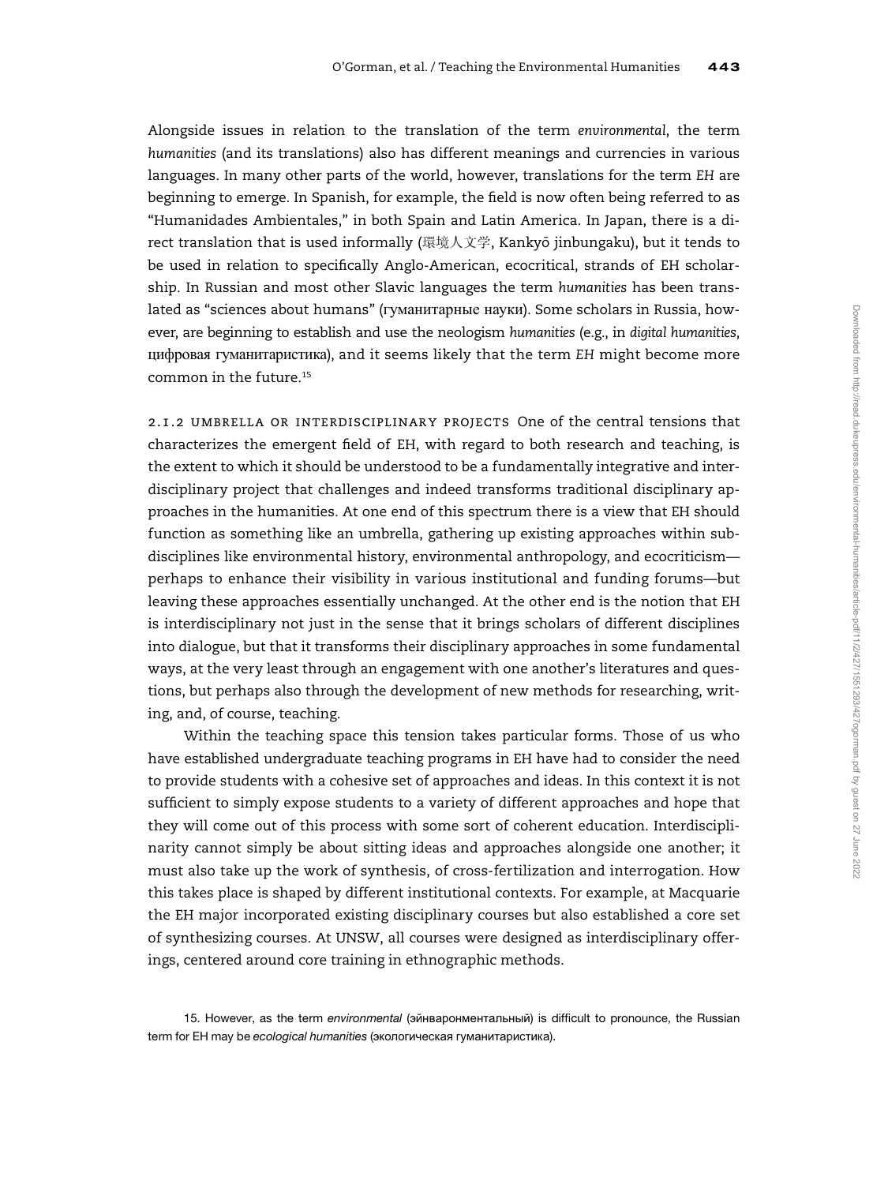Alongside issues in relation to the translation of the term *environmental*, the term *humanities* (and its translations) also has different meanings and currencies in various languages. In many other parts of the world, however, translations for the term *EH* are beginning to emerge. In Spanish, for example, the field is now often being referred to as "Humanidades Ambientales," in both Spain and Latin America. In Japan, there is a direct translation that is used informally (環境人文学, Kankyō jinbungaku), but it tends to be used in relation to specifically Anglo-American, ecocritical, strands of EH scholarship. In Russian and most other Slavic languages the term *humanities* has been translated as "sciences about humans" (гуманитарные науки). Some scholars in Russia, however, are beginning to establish and use the neologism *humanities* (e.g., in *digital humanities*, цифровая гуманитаристика), and it seems likely that the term *EH* might become more common in the future.[15]

2.1.2 UMBRELLA OR INTERDISCIPLINARY PROJECTS One of the central tensions that characterizes the emergent field of EH, with regard to both research and teaching, is the extent to which it should be understood to be a fundamentally integrative and interdisciplinary project that challenges and indeed transforms traditional disciplinary approaches in the humanities. At one end of this spectrum there is a view that EH should function as something like an umbrella, gathering up existing approaches within subdisciplines like environmental history, environmental anthropology, and ecocriticism—perhaps to enhance their visibility in various institutional and funding forums—but leaving these approaches essentially unchanged. At the other end is the notion that EH is interdisciplinary not just in the sense that it brings scholars of different disciplines into dialogue, but that it transforms their disciplinary approaches in some fundamental ways, at the very least through an engagement with one another's literatures and questions, but perhaps also through the development of new methods for researching, writing, and, of course, teaching.

Within the teaching space this tension takes particular forms. Those of us who have established undergraduate teaching programs in EH have had to consider the need to provide students with a cohesive set of approaches and ideas. In this context it is not sufficient to simply expose students to a variety of different approaches and hope that they will come out of this process with some sort of coherent education. Interdisciplinarity cannot simply be about sitting ideas and approaches alongside one another; it must also take up the work of synthesis, of cross-fertilization and interrogation. How this takes place is shaped by different institutional contexts. For example, at Macquarie the EH major incorporated existing disciplinary courses but also established a core set of synthesizing courses. At UNSW, all courses were designed as interdisciplinary offerings, centered around core training in ethnographic methods.

15. However, as the term *environmental* (эйнваронментальный) is difficult to pronounce, the Russian term for EH may be *ecological humanities* (экологическая гуманитаристика).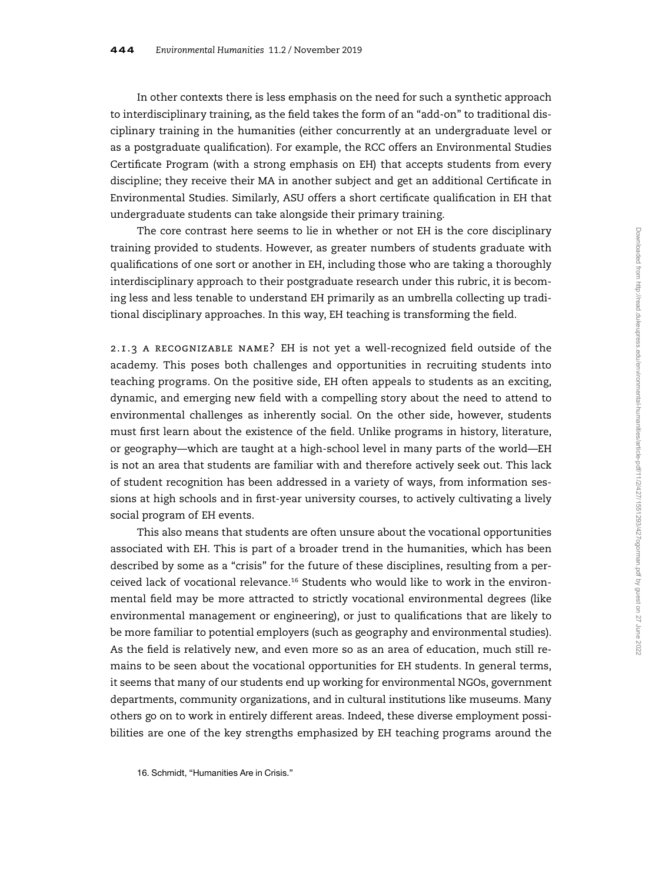In other contexts there is less emphasis on the need for such a synthetic approach to interdisciplinary training, as the field takes the form of an "add-on" to traditional disciplinary training in the humanities (either concurrently at an undergraduate level or as a postgraduate qualification). For example, the RCC offers an Environmental Studies Certificate Program (with a strong emphasis on EH) that accepts students from every discipline; they receive their MA in another subject and get an additional Certificate in Environmental Studies. Similarly, ASU offers a short certificate qualification in EH that undergraduate students can take alongside their primary training.

The core contrast here seems to lie in whether or not EH is the core disciplinary training provided to students. However, as greater numbers of students graduate with qualifications of one sort or another in EH, including those who are taking a thoroughly interdisciplinary approach to their postgraduate research under this rubric, it is becoming less and less tenable to understand EH primarily as an umbrella collecting up traditional disciplinary approaches. In this way, EH teaching is transforming the field.

2.1.3 A RECOGNIZABLE NAME? EH is not yet a well-recognized field outside of the academy. This poses both challenges and opportunities in recruiting students into teaching programs. On the positive side, EH often appeals to students as an exciting, dynamic, and emerging new field with a compelling story about the need to attend to environmental challenges as inherently social. On the other side, however, students must first learn about the existence of the field. Unlike programs in history, literature, or geography—which are taught at a high-school level in many parts of the world—EH is not an area that students are familiar with and therefore actively seek out. This lack of student recognition has been addressed in a variety of ways, from information sessions at high schools and in first-year university courses, to actively cultivating a lively social program of EH events.

This also means that students are often unsure about the vocational opportunities associated with EH. This is part of a broader trend in the humanities, which has been described by some as a "crisis" for the future of these disciplines, resulting from a perceived lack of vocational relevance.[16] Students who would like to work in the environmental field may be more attracted to strictly vocational environmental degrees (like environmental management or engineering), or just to qualifications that are likely to be more familiar to potential employers (such as geography and environmental studies). As the field is relatively new, and even more so as an area of education, much still remains to be seen about the vocational opportunities for EH students. In general terms, it seems that many of our students end up working for environmental NGOs, government departments, community organizations, and in cultural institutions like museums. Many others go on to work in entirely different areas. Indeed, these diverse employment possibilities are one of the key strengths emphasized by EH teaching programs around the

16. Schmidt, "Humanities Are in Crisis."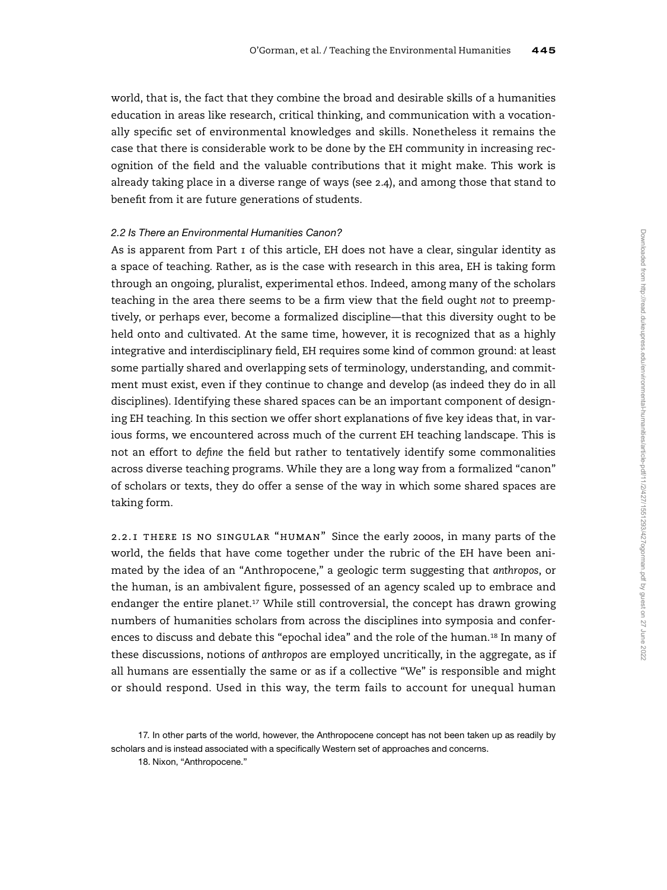world, that is, the fact that they combine the broad and desirable skills of a humanities education in areas like research, critical thinking, and communication with a vocationally specific set of environmental knowledges and skills. Nonetheless it remains the case that there is considerable work to be done by the EH community in increasing recognition of the field and the valuable contributions that it might make. This work is already taking place in a diverse range of ways (see 2.4), and among those that stand to benefit from it are future generations of students.

### *2.2 Is There an Environmental Humanities Canon?*

As is apparent from Part 1 of this article, EH does not have a clear, singular identity as a space of teaching. Rather, as is the case with research in this area, EH is taking form through an ongoing, pluralist, experimental ethos. Indeed, among many of the scholars teaching in the area there seems to be a firm view that the field ought *not* to preemptively, or perhaps ever, become a formalized discipline—that this diversity ought to be held onto and cultivated. At the same time, however, it is recognized that as a highly integrative and interdisciplinary field, EH requires some kind of common ground: at least some partially shared and overlapping sets of terminology, understanding, and commitment must exist, even if they continue to change and develop (as indeed they do in all disciplines). Identifying these shared spaces can be an important component of designing EH teaching. In this section we offer short explanations of five key ideas that, in various forms, we encountered across much of the current EH teaching landscape. This is not an effort to *define* the field but rather to tentatively identify some commonalities across diverse teaching programs. While they are a long way from a formalized "canon" of scholars or texts, they do offer a sense of the way in which some shared spaces are taking form.

2.2.1 THERE IS NO SINGULAR "HUMAN" Since the early 2000s, in many parts of the world, the fields that have come together under the rubric of the EH have been animated by the idea of an "Anthropocene," a geologic term suggesting that *anthropos*, or the human, is an ambivalent figure, possessed of an agency scaled up to embrace and endanger the entire planet.[17] While still controversial, the concept has drawn growing numbers of humanities scholars from across the disciplines into symposia and conferences to discuss and debate this "epochal idea" and the role of the human.[18] In many of these discussions, notions of *anthropos* are employed uncritically, in the aggregate, as if all humans are essentially the same or as if a collective "We" is responsible and might or should respond. Used in this way, the term fails to account for unequal human

17. In other parts of the world, however, the Anthropocene concept has not been taken up as readily by scholars and is instead associated with a specifically Western set of approaches and concerns.

18. Nixon, "Anthropocene."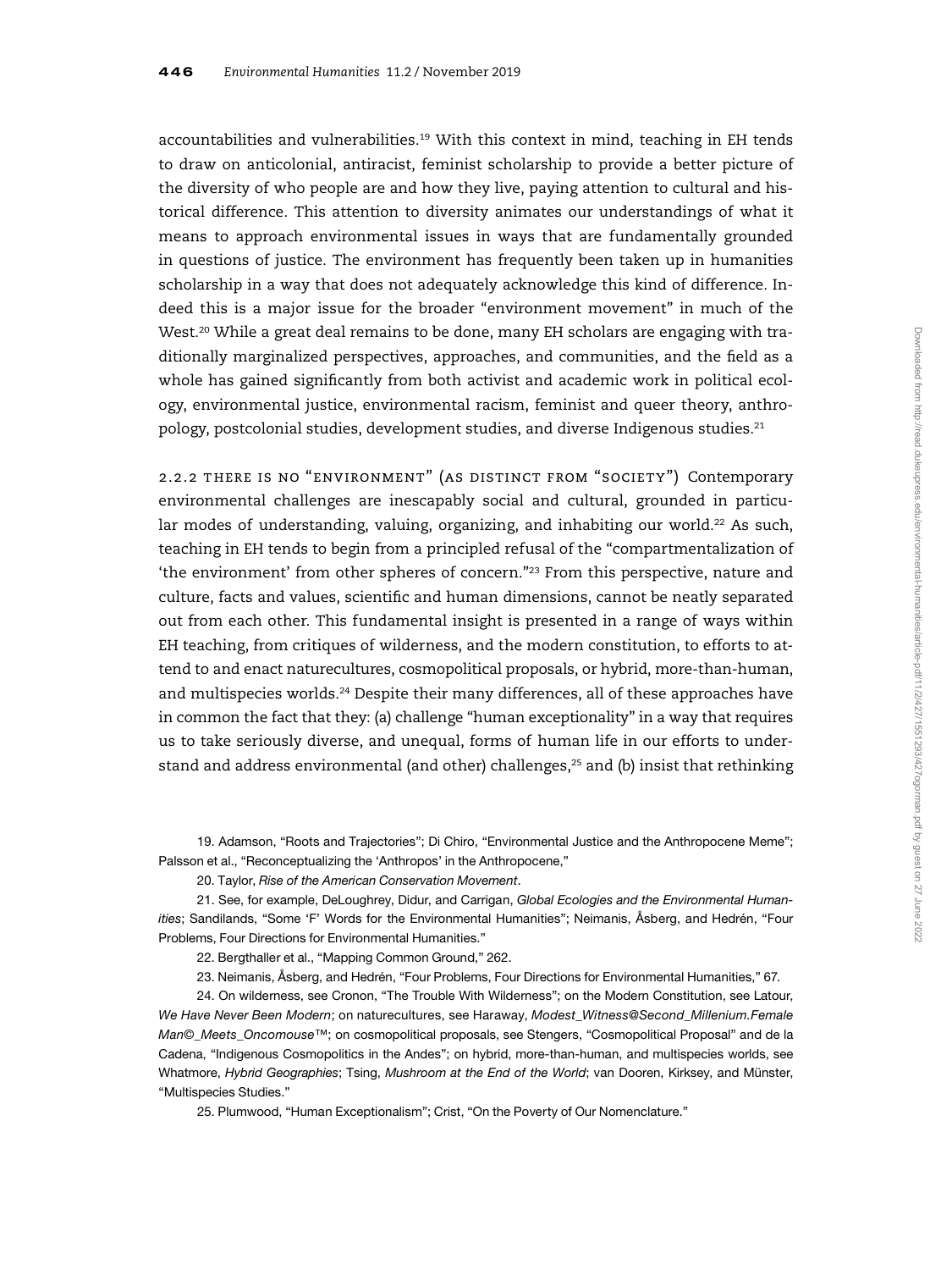accountabilities and vulnerabilities.[19] With this context in mind, teaching in EH tends to draw on anticolonial, antiracist, feminist scholarship to provide a better picture of the diversity of who people are and how they live, paying attention to cultural and historical difference. This attention to diversity animates our understandings of what it means to approach environmental issues in ways that are fundamentally grounded in questions of justice. The environment has frequently been taken up in humanities scholarship in a way that does not adequately acknowledge this kind of difference. Indeed this is a major issue for the broader "environment movement" in much of the West.[20] While a great deal remains to be done, many EH scholars are engaging with traditionally marginalized perspectives, approaches, and communities, and the field as a whole has gained significantly from both activist and academic work in political ecology, environmental justice, environmental racism, feminist and queer theory, anthropology, postcolonial studies, development studies, and diverse Indigenous studies.[21]

2.2.2 THERE IS NO "ENVIRONMENT" (AS DISTINCT FROM "SOCIETY") Contemporary environmental challenges are inescapably social and cultural, grounded in particular modes of understanding, valuing, organizing, and inhabiting our world.[22] As such, teaching in EH tends to begin from a principled refusal of the "compartmentalization of 'the environment' from other spheres of concern."[23] From this perspective, nature and culture, facts and values, scientific and human dimensions, cannot be neatly separated out from each other. This fundamental insight is presented in a range of ways within EH teaching, from critiques of wilderness, and the modern constitution, to efforts to attend to and enact naturecultures, cosmopolitical proposals, or hybrid, more-than-human, and multispecies worlds.[24] Despite their many differences, all of these approaches have in common the fact that they: (a) challenge "human exceptionality" in a way that requires us to take seriously diverse, and unequal, forms of human life in our efforts to understand and address environmental (and other) challenges,[25] and (b) insist that rethinking

19. Adamson, "Roots and Trajectories"; Di Chiro, "Environmental Justice and the Anthropocene Meme"; Palsson et al., "Reconceptualizing the 'Anthropos' in the Anthropocene,"

20. Taylor, *Rise of the American Conservation Movement*.

21. See, for example, DeLoughrey, Didur, and Carrigan, *Global Ecologies and the Environmental Humanities*; Sandilands, "Some 'F' Words for the Environmental Humanities"; Neimanis, Åsberg, and Hedrén, "Four Problems, Four Directions for Environmental Humanities."

22. Bergthaller et al., "Mapping Common Ground," 262.

23. Neimanis, Åsberg, and Hedrén, "Four Problems, Four Directions for Environmental Humanities," 67.

24. On wilderness, see Cronon, "The Trouble With Wilderness"; on the Modern Constitution, see Latour, *We Have Never Been Modern*; on naturecultures, see Haraway, *Modest_Witness@Second_Millenium.Female Man©_Meets_Oncomouse™*; on cosmopolitical proposals, see Stengers, "Cosmopolitical Proposal" and de la Cadena, "Indigenous Cosmopolitics in the Andes"; on hybrid, more-than-human, and multispecies worlds, see Whatmore, *Hybrid Geographies*; Tsing, *Mushroom at the End of the World*; van Dooren, Kirksey, and Münster, "Multispecies Studies."

25. Plumwood, "Human Exceptionalism"; Crist, "On the Poverty of Our Nomenclature."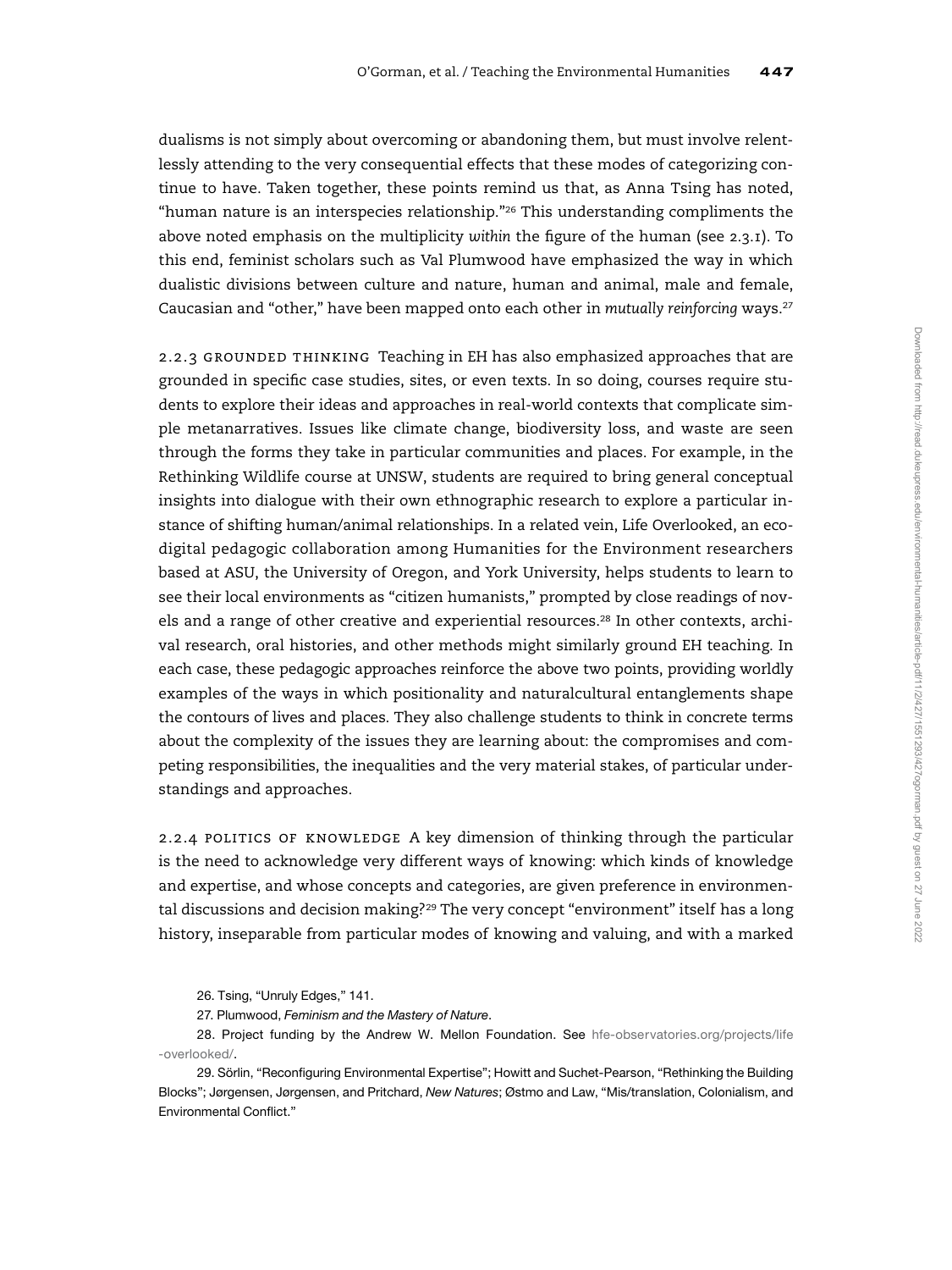dualisms is not simply about overcoming or abandoning them, but must involve relentlessly attending to the very consequential effects that these modes of categorizing continue to have. Taken together, these points remind us that, as Anna Tsing has noted, "human nature is an interspecies relationship."[26] This understanding compliments the above noted emphasis on the multiplicity *within* the figure of the human (see 2.3.1). To this end, feminist scholars such as Val Plumwood have emphasized the way in which dualistic divisions between culture and nature, human and animal, male and female, Caucasian and "other," have been mapped onto each other in *mutually reinforcing* ways.[27]

2.2.3 GROUNDED THINKING Teaching in EH has also emphasized approaches that are grounded in specific case studies, sites, or even texts. In so doing, courses require students to explore their ideas and approaches in real-world contexts that complicate simple metanarratives. Issues like climate change, biodiversity loss, and waste are seen through the forms they take in particular communities and places. For example, in the Rethinking Wildlife course at UNSW, students are required to bring general conceptual insights into dialogue with their own ethnographic research to explore a particular instance of shifting human/animal relationships. In a related vein, Life Overlooked, an eco-digital pedagogic collaboration among Humanities for the Environment researchers based at ASU, the University of Oregon, and York University, helps students to learn to see their local environments as "citizen humanists," prompted by close readings of novels and a range of other creative and experiential resources.[28] In other contexts, archival research, oral histories, and other methods might similarly ground EH teaching. In each case, these pedagogic approaches reinforce the above two points, providing worldly examples of the ways in which positionality and naturalcultural entanglements shape the contours of lives and places. They also challenge students to think in concrete terms about the complexity of the issues they are learning about: the compromises and competing responsibilities, the inequalities and the very material stakes, of particular understandings and approaches.

2.2.4 POLITICS OF KNOWLEDGE A key dimension of thinking through the particular is the need to acknowledge very different ways of knowing: which kinds of knowledge and expertise, and whose concepts and categories, are given preference in environmental discussions and decision making?[29] The very concept "environment" itself has a long history, inseparable from particular modes of knowing and valuing, and with a marked

26. Tsing, "Unruly Edges," 141.

27. Plumwood, *Feminism and the Mastery of Nature*.

28. Project funding by the Andrew W. Mellon Foundation. See hfe-observatories.org/projects/life-overlooked/.

29. Sörlin, "Reconfiguring Environmental Expertise"; Howitt and Suchet-Pearson, "Rethinking the Building Blocks"; Jørgensen, Jørgensen, and Pritchard, *New Natures*; Østmo and Law, "Mis/translation, Colonialism, and Environmental Conflict."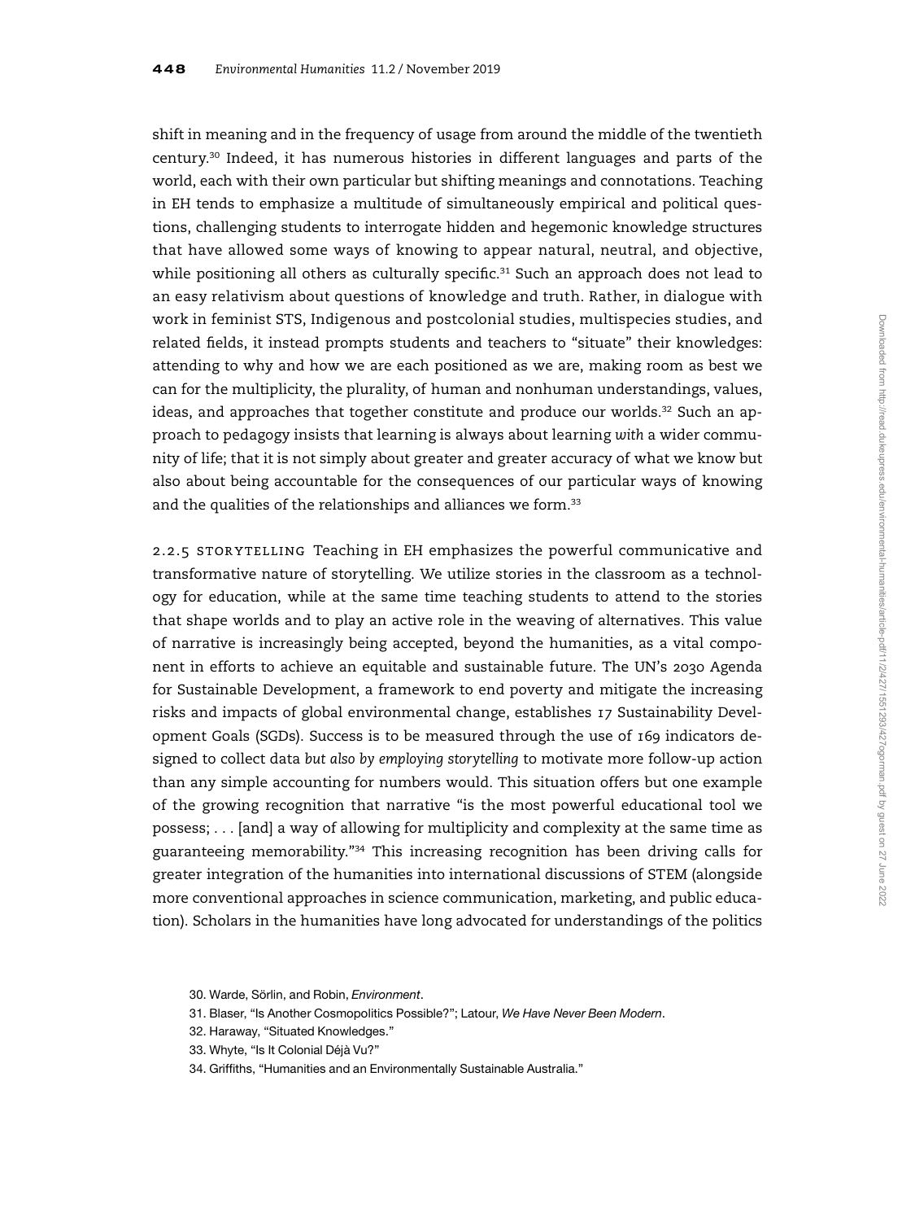shift in meaning and in the frequency of usage from around the middle of the twentieth century.[30] Indeed, it has numerous histories in different languages and parts of the world, each with their own particular but shifting meanings and connotations. Teaching in EH tends to emphasize a multitude of simultaneously empirical and political questions, challenging students to interrogate hidden and hegemonic knowledge structures that have allowed some ways of knowing to appear natural, neutral, and objective, while positioning all others as culturally specific.[31] Such an approach does not lead to an easy relativism about questions of knowledge and truth. Rather, in dialogue with work in feminist STS, Indigenous and postcolonial studies, multispecies studies, and related fields, it instead prompts students and teachers to "situate" their knowledges: attending to why and how we are each positioned as we are, making room as best we can for the multiplicity, the plurality, of human and nonhuman understandings, values, ideas, and approaches that together constitute and produce our worlds.[32] Such an approach to pedagogy insists that learning is always about learning *with* a wider community of life; that it is not simply about greater and greater accuracy of what we know but also about being accountable for the consequences of our particular ways of knowing and the qualities of the relationships and alliances we form.[33]

2.2.5 STORYTELLING Teaching in EH emphasizes the powerful communicative and transformative nature of storytelling. We utilize stories in the classroom as a technology for education, while at the same time teaching students to attend to the stories that shape worlds and to play an active role in the weaving of alternatives. This value of narrative is increasingly being accepted, beyond the humanities, as a vital component in efforts to achieve an equitable and sustainable future. The UN's 2030 Agenda for Sustainable Development, a framework to end poverty and mitigate the increasing risks and impacts of global environmental change, establishes 17 Sustainability Development Goals (SDGs). Success is to be measured through the use of 169 indicators designed to collect data *but also by employing storytelling* to motivate more follow-up action than any simple accounting for numbers would. This situation offers but one example of the growing recognition that narrative "is the most powerful educational tool we possess; . . . [and] a way of allowing for multiplicity and complexity at the same time as guaranteeing memorability."[34] This increasing recognition has been driving calls for greater integration of the humanities into international discussions of STEM (alongside more conventional approaches in science communication, marketing, and public education). Scholars in the humanities have long advocated for understandings of the politics

30. Warde, Sörlin, and Robin, *Environment*.

31. Blaser, "Is Another Cosmopolitics Possible?"; Latour, *We Have Never Been Modern*.

32. Haraway, "Situated Knowledges."

33. Whyte, "Is It Colonial Déjà Vu?"

34. Griffiths, "Humanities and an Environmentally Sustainable Australia."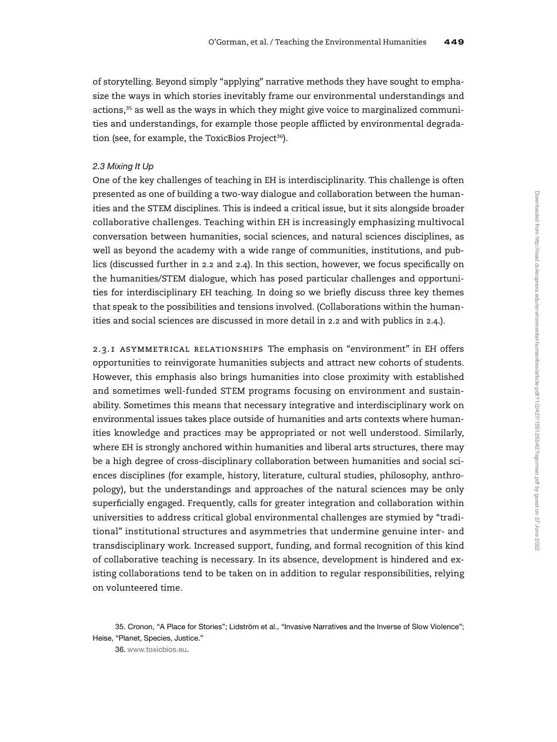of storytelling. Beyond simply "applying" narrative methods they have sought to emphasize the ways in which stories inevitably frame our environmental understandings and actions,[35] as well as the ways in which they might give voice to marginalized communities and understandings, for example those people afflicted by environmental degradation (see, for example, the ToxicBios Project[36]).

### *2.3 Mixing It Up*

One of the key challenges of teaching in EH is interdisciplinarity. This challenge is often presented as one of building a two-way dialogue and collaboration between the humanities and the STEM disciplines. This is indeed a critical issue, but it sits alongside broader collaborative challenges. Teaching within EH is increasingly emphasizing multivocal conversation between humanities, social sciences, and natural sciences disciplines, as well as beyond the academy with a wide range of communities, institutions, and publics (discussed further in 2.2 and 2.4). In this section, however, we focus specifically on the humanities/STEM dialogue, which has posed particular challenges and opportunities for interdisciplinary EH teaching. In doing so we briefly discuss three key themes that speak to the possibilities and tensions involved. (Collaborations within the humanities and social sciences are discussed in more detail in 2.2 and with publics in 2.4.).

2.3.1 ASYMMETRICAL RELATIONSHIPS The emphasis on "environment" in EH offers opportunities to reinvigorate humanities subjects and attract new cohorts of students. However, this emphasis also brings humanities into close proximity with established and sometimes well-funded STEM programs focusing on environment and sustainability. Sometimes this means that necessary integrative and interdisciplinary work on environmental issues takes place outside of humanities and arts contexts where humanities knowledge and practices may be appropriated or not well understood. Similarly, where EH is strongly anchored within humanities and liberal arts structures, there may be a high degree of cross-disciplinary collaboration between humanities and social sciences disciplines (for example, history, literature, cultural studies, philosophy, anthropology), but the understandings and approaches of the natural sciences may be only superficially engaged. Frequently, calls for greater integration and collaboration within universities to address critical global environmental challenges are stymied by "traditional" institutional structures and asymmetries that undermine genuine inter- and transdisciplinary work. Increased support, funding, and formal recognition of this kind of collaborative teaching is necessary. In its absence, development is hindered and existing collaborations tend to be taken on in addition to regular responsibilities, relying on volunteered time.

35. Cronon, "A Place for Stories"; Lidström et al., "Invasive Narratives and the Inverse of Slow Violence"; Heise, "Planet, Species, Justice."

36. www.toxicbios.eu.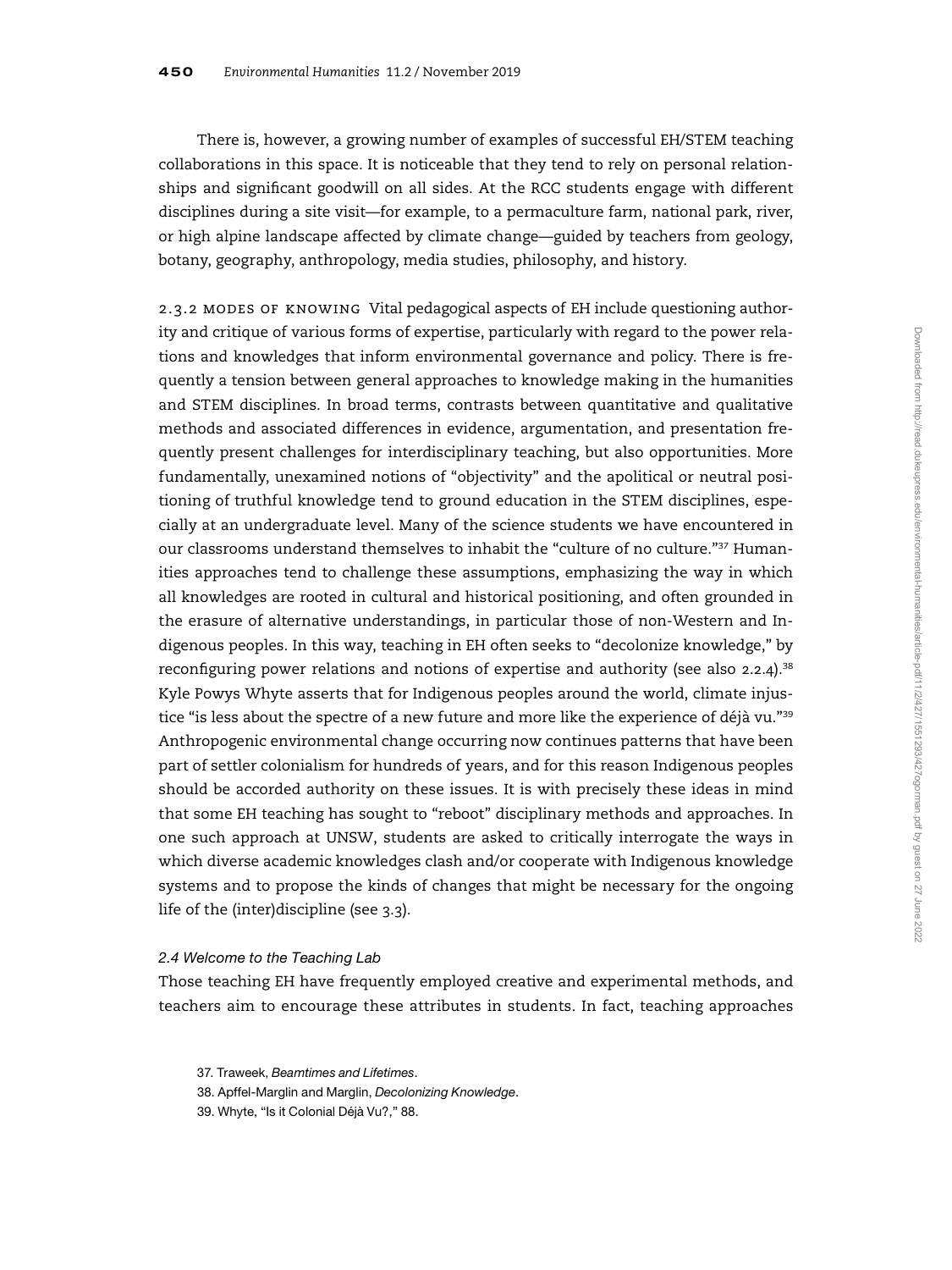There is, however, a growing number of examples of successful EH/STEM teaching collaborations in this space. It is noticeable that they tend to rely on personal relationships and significant goodwill on all sides. At the RCC students engage with different disciplines during a site visit—for example, to a permaculture farm, national park, river, or high alpine landscape affected by climate change—guided by teachers from geology, botany, geography, anthropology, media studies, philosophy, and history.

2.3.2 MODES OF KNOWING Vital pedagogical aspects of EH include questioning authority and critique of various forms of expertise, particularly with regard to the power relations and knowledges that inform environmental governance and policy. There is frequently a tension between general approaches to knowledge making in the humanities and STEM disciplines. In broad terms, contrasts between quantitative and qualitative methods and associated differences in evidence, argumentation, and presentation frequently present challenges for interdisciplinary teaching, but also opportunities. More fundamentally, unexamined notions of "objectivity" and the apolitical or neutral positioning of truthful knowledge tend to ground education in the STEM disciplines, especially at an undergraduate level. Many of the science students we have encountered in our classrooms understand themselves to inhabit the "culture of no culture."[37] Humanities approaches tend to challenge these assumptions, emphasizing the way in which all knowledges are rooted in cultural and historical positioning, and often grounded in the erasure of alternative understandings, in particular those of non-Western and Indigenous peoples. In this way, teaching in EH often seeks to "decolonize knowledge," by reconfiguring power relations and notions of expertise and authority (see also 2.2.4).[38] Kyle Powys Whyte asserts that for Indigenous peoples around the world, climate injustice "is less about the spectre of a new future and more like the experience of déjà vu."[39] Anthropogenic environmental change occurring now continues patterns that have been part of settler colonialism for hundreds of years, and for this reason Indigenous peoples should be accorded authority on these issues. It is with precisely these ideas in mind that some EH teaching has sought to "reboot" disciplinary methods and approaches. In one such approach at UNSW, students are asked to critically interrogate the ways in which diverse academic knowledges clash and/or cooperate with Indigenous knowledge systems and to propose the kinds of changes that might be necessary for the ongoing life of the (inter)discipline (see 3.3).

### *2.4 Welcome to the Teaching Lab*

Those teaching EH have frequently employed creative and experimental methods, and teachers aim to encourage these attributes in students. In fact, teaching approaches

37. Traweek, *Beamtimes and Lifetimes*.
38. Apffel-Marglin and Marglin, *Decolonizing Knowledge*.
39. Whyte, "Is it Colonial Déjà Vu?," 88.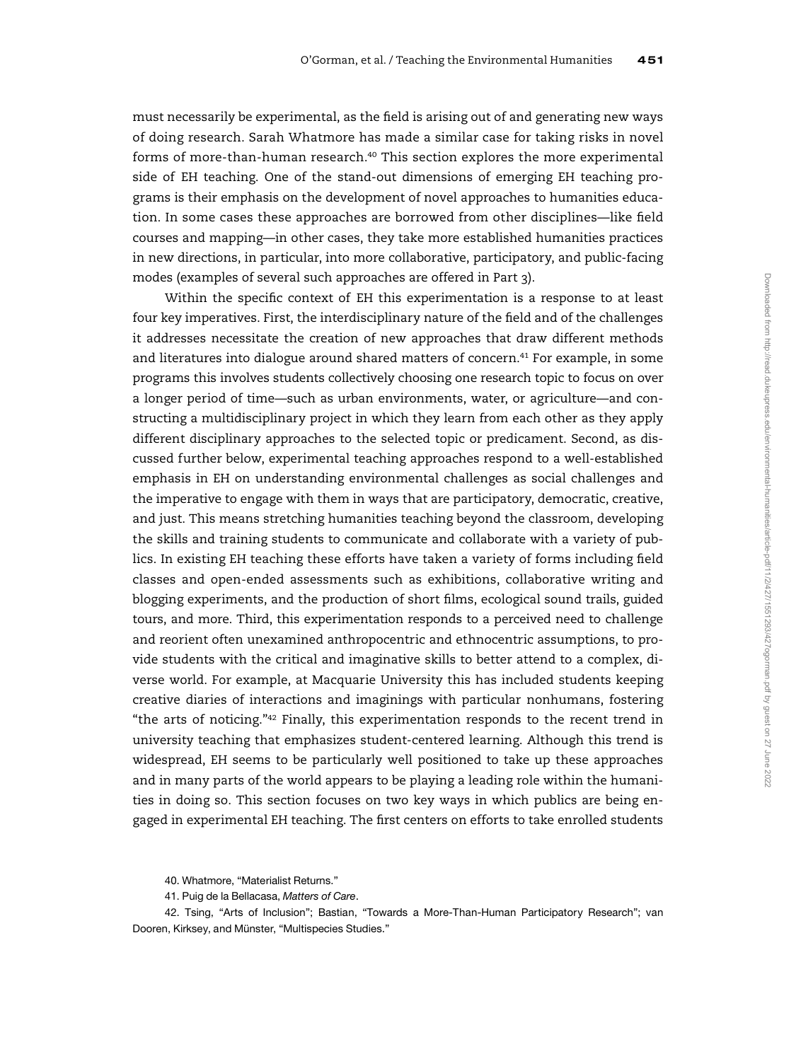must necessarily be experimental, as the field is arising out of and generating new ways of doing research. Sarah Whatmore has made a similar case for taking risks in novel forms of more-than-human research.[40] This section explores the more experimental side of EH teaching. One of the stand-out dimensions of emerging EH teaching programs is their emphasis on the development of novel approaches to humanities education. In some cases these approaches are borrowed from other disciplines—like field courses and mapping—in other cases, they take more established humanities practices in new directions, in particular, into more collaborative, participatory, and public-facing modes (examples of several such approaches are offered in Part 3).

Within the specific context of EH this experimentation is a response to at least four key imperatives. First, the interdisciplinary nature of the field and of the challenges it addresses necessitate the creation of new approaches that draw different methods and literatures into dialogue around shared matters of concern.[41] For example, in some programs this involves students collectively choosing one research topic to focus on over a longer period of time—such as urban environments, water, or agriculture—and constructing a multidisciplinary project in which they learn from each other as they apply different disciplinary approaches to the selected topic or predicament. Second, as discussed further below, experimental teaching approaches respond to a well-established emphasis in EH on understanding environmental challenges as social challenges and the imperative to engage with them in ways that are participatory, democratic, creative, and just. This means stretching humanities teaching beyond the classroom, developing the skills and training students to communicate and collaborate with a variety of publics. In existing EH teaching these efforts have taken a variety of forms including field classes and open-ended assessments such as exhibitions, collaborative writing and blogging experiments, and the production of short films, ecological sound trails, guided tours, and more. Third, this experimentation responds to a perceived need to challenge and reorient often unexamined anthropocentric and ethnocentric assumptions, to provide students with the critical and imaginative skills to better attend to a complex, diverse world. For example, at Macquarie University this has included students keeping creative diaries of interactions and imaginings with particular nonhumans, fostering "the arts of noticing."[42] Finally, this experimentation responds to the recent trend in university teaching that emphasizes student-centered learning. Although this trend is widespread, EH seems to be particularly well positioned to take up these approaches and in many parts of the world appears to be playing a leading role within the humanities in doing so. This section focuses on two key ways in which publics are being engaged in experimental EH teaching. The first centers on efforts to take enrolled students

40. Whatmore, "Materialist Returns."

41. Puig de la Bellacasa, *Matters of Care*.

42. Tsing, "Arts of Inclusion"; Bastian, "Towards a More-Than-Human Participatory Research"; van Dooren, Kirksey, and Münster, "Multispecies Studies."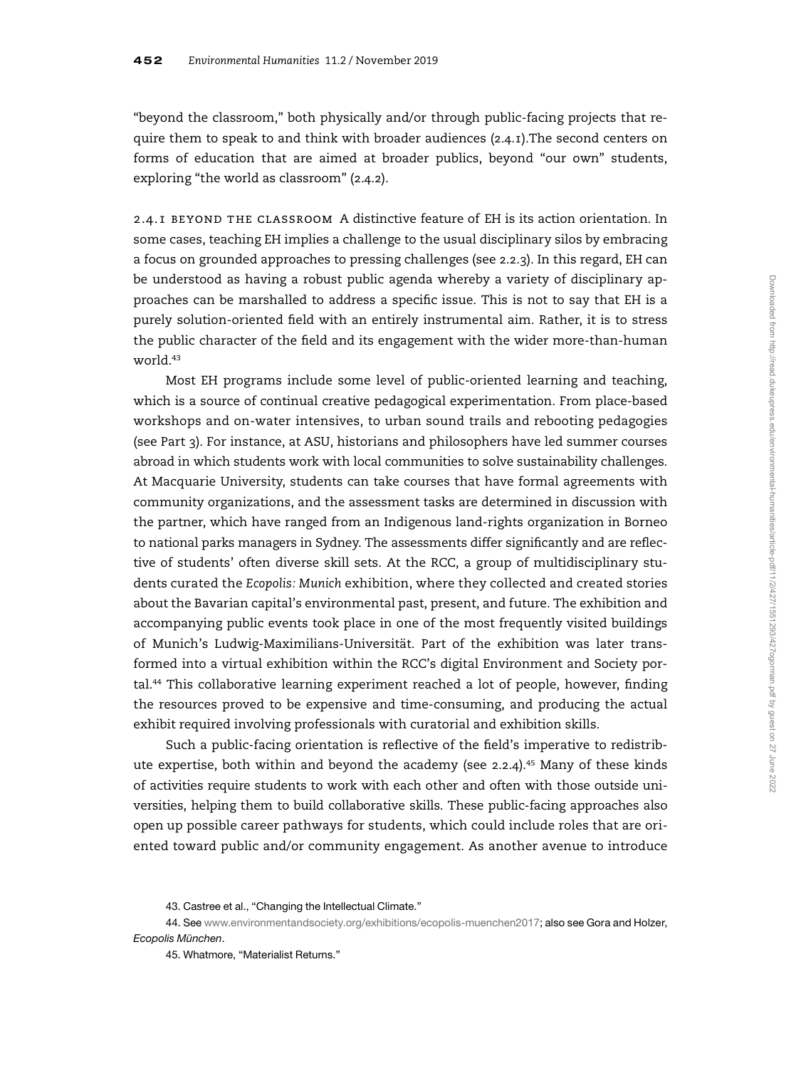"beyond the classroom," both physically and/or through public-facing projects that require them to speak to and think with broader audiences (2.4.1).The second centers on forms of education that are aimed at broader publics, beyond "our own" students, exploring "the world as classroom" (2.4.2).

2.4.1 BEYOND THE CLASSROOM A distinctive feature of EH is its action orientation. In some cases, teaching EH implies a challenge to the usual disciplinary silos by embracing a focus on grounded approaches to pressing challenges (see 2.2.3). In this regard, EH can be understood as having a robust public agenda whereby a variety of disciplinary approaches can be marshalled to address a specific issue. This is not to say that EH is a purely solution-oriented field with an entirely instrumental aim. Rather, it is to stress the public character of the field and its engagement with the wider more-than-human world.[43]

Most EH programs include some level of public-oriented learning and teaching, which is a source of continual creative pedagogical experimentation. From place-based workshops and on-water intensives, to urban sound trails and rebooting pedagogies (see Part 3). For instance, at ASU, historians and philosophers have led summer courses abroad in which students work with local communities to solve sustainability challenges. At Macquarie University, students can take courses that have formal agreements with community organizations, and the assessment tasks are determined in discussion with the partner, which have ranged from an Indigenous land-rights organization in Borneo to national parks managers in Sydney. The assessments differ significantly and are reflective of students' often diverse skill sets. At the RCC, a group of multidisciplinary students curated the *Ecopolis: Munich* exhibition, where they collected and created stories about the Bavarian capital's environmental past, present, and future. The exhibition and accompanying public events took place in one of the most frequently visited buildings of Munich's Ludwig-Maximilians-Universität. Part of the exhibition was later transformed into a virtual exhibition within the RCC's digital Environment and Society portal.[44] This collaborative learning experiment reached a lot of people, however, finding the resources proved to be expensive and time-consuming, and producing the actual exhibit required involving professionals with curatorial and exhibition skills.

Such a public-facing orientation is reflective of the field's imperative to redistribute expertise, both within and beyond the academy (see 2.2.4).[45] Many of these kinds of activities require students to work with each other and often with those outside universities, helping them to build collaborative skills. These public-facing approaches also open up possible career pathways for students, which could include roles that are oriented toward public and/or community engagement. As another avenue to introduce

43. Castree et al., "Changing the Intellectual Climate."

44. See www.environmentandsociety.org/exhibitions/ecopolis-muenchen2017; also see Gora and Holzer, *Ecopolis München*.

45. Whatmore, "Materialist Returns."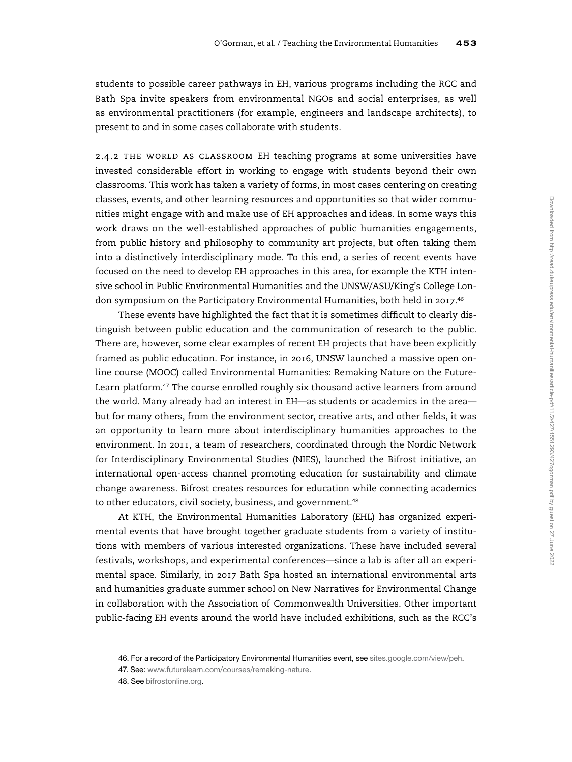students to possible career pathways in EH, various programs including the RCC and Bath Spa invite speakers from environmental NGOs and social enterprises, as well as environmental practitioners (for example, engineers and landscape architects), to present to and in some cases collaborate with students.

#### 2.4.2 The World as Classroom

EH teaching programs at some universities have invested considerable effort in working to engage with students beyond their own classrooms. This work has taken a variety of forms, in most cases centering on creating classes, events, and other learning resources and opportunities so that wider communities might engage with and make use of EH approaches and ideas. In some ways this work draws on the well-established approaches of public humanities engagements, from public history and philosophy to community art projects, but often taking them into a distinctively interdisciplinary mode. To this end, a series of recent events have focused on the need to develop EH approaches in this area, for example the KTH intensive school in Public Environmental Humanities and the UNSW/ASU/King's College London symposium on the Participatory Environmental Humanities, both held in 2017.[46]

These events have highlighted the fact that it is sometimes difficult to clearly distinguish between public education and the communication of research to the public. There are, however, some clear examples of recent EH projects that have been explicitly framed as public education. For instance, in 2016, UNSW launched a massive open online course (MOOC) called Environmental Humanities: Remaking Nature on the FutureLearn platform.[47] The course enrolled roughly six thousand active learners from around the world. Many already had an interest in EH—as students or academics in the area—but for many others, from the environment sector, creative arts, and other fields, it was an opportunity to learn more about interdisciplinary humanities approaches to the environment. In 2011, a team of researchers, coordinated through the Nordic Network for Interdisciplinary Environmental Studies (NIES), launched the Bifrost initiative, an international open-access channel promoting education for sustainability and climate change awareness. Bifrost creates resources for education while connecting academics to other educators, civil society, business, and government.[48]

At KTH, the Environmental Humanities Laboratory (EHL) has organized experimental events that have brought together graduate students from a variety of institutions with members of various interested organizations. These have included several festivals, workshops, and experimental conferences—since a lab is after all an experimental space. Similarly, in 2017 Bath Spa hosted an international environmental arts and humanities graduate summer school on New Narratives for Environmental Change in collaboration with the Association of Commonwealth Universities. Other important public-facing EH events around the world have included exhibitions, such as the RCC's

46. For a record of the Participatory Environmental Humanities event, see sites.google.com/view/peh.

47. See: www.futurelearn.com/courses/remaking-nature.

48. See bifrostonline.org.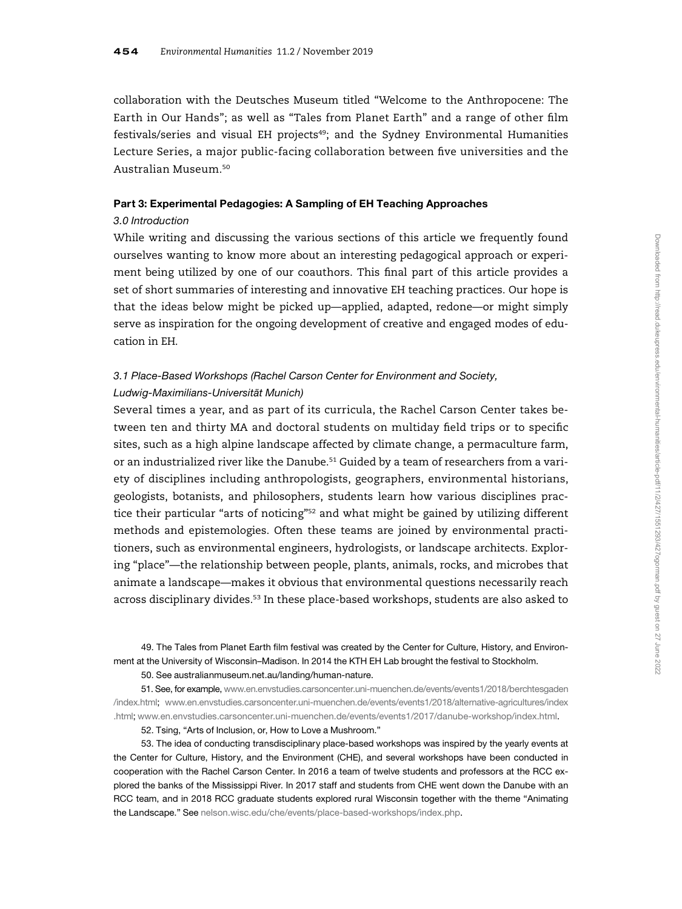collaboration with the Deutsches Museum titled "Welcome to the Anthropocene: The Earth in Our Hands"; as well as "Tales from Planet Earth" and a range of other film festivals/series and visual EH projects[49]; and the Sydney Environmental Humanities Lecture Series, a major public-facing collaboration between five universities and the Australian Museum.[50]

## Part 3: Experimental Pedagogies: A Sampling of EH Teaching Approaches

### *3.0 Introduction*

While writing and discussing the various sections of this article we frequently found ourselves wanting to know more about an interesting pedagogical approach or experiment being utilized by one of our coauthors. This final part of this article provides a set of short summaries of interesting and innovative EH teaching practices. Our hope is that the ideas below might be picked up—applied, adapted, redone—or might simply serve as inspiration for the ongoing development of creative and engaged modes of education in EH.

### *3.1 Place-Based Workshops (Rachel Carson Center for Environment and Society, Ludwig-Maximilians-Universität Munich)*

Several times a year, and as part of its curricula, the Rachel Carson Center takes between ten and thirty MA and doctoral students on multiday field trips or to specific sites, such as a high alpine landscape affected by climate change, a permaculture farm, or an industrialized river like the Danube.[51] Guided by a team of researchers from a variety of disciplines including anthropologists, geographers, environmental historians, geologists, botanists, and philosophers, students learn how various disciplines practice their particular "arts of noticing"[52] and what might be gained by utilizing different methods and epistemologies. Often these teams are joined by environmental practitioners, such as environmental engineers, hydrologists, or landscape architects. Exploring "place"—the relationship between people, plants, animals, rocks, and microbes that animate a landscape—makes it obvious that environmental questions necessarily reach across disciplinary divides.[53] In these place-based workshops, students are also asked to

49. The Tales from Planet Earth film festival was created by the Center for Culture, History, and Environment at the University of Wisconsin–Madison. In 2014 the KTH EH Lab brought the festival to Stockholm.

50. See australianmuseum.net.au/landing/human-nature.

51. See, for example, www.en.envstudies.carsoncenter.uni-muenchen.de/events/events1/2018/berchtesgaden/index.html; www.en.envstudies.carsoncenter.uni-muenchen.de/events/events1/2018/alternative-agricultures/index.html; www.en.envstudies.carsoncenter.uni-muenchen.de/events/events1/2017/danube-workshop/index.html.

52. Tsing, "Arts of Inclusion, or, How to Love a Mushroom."

53. The idea of conducting transdisciplinary place-based workshops was inspired by the yearly events at the Center for Culture, History, and the Environment (CHE), and several workshops have been conducted in cooperation with the Rachel Carson Center. In 2016 a team of twelve students and professors at the RCC explored the banks of the Mississippi River. In 2017 staff and students from CHE went down the Danube with an RCC team, and in 2018 RCC graduate students explored rural Wisconsin together with the theme "Animating the Landscape." See nelson.wisc.edu/che/events/place-based-workshops/index.php.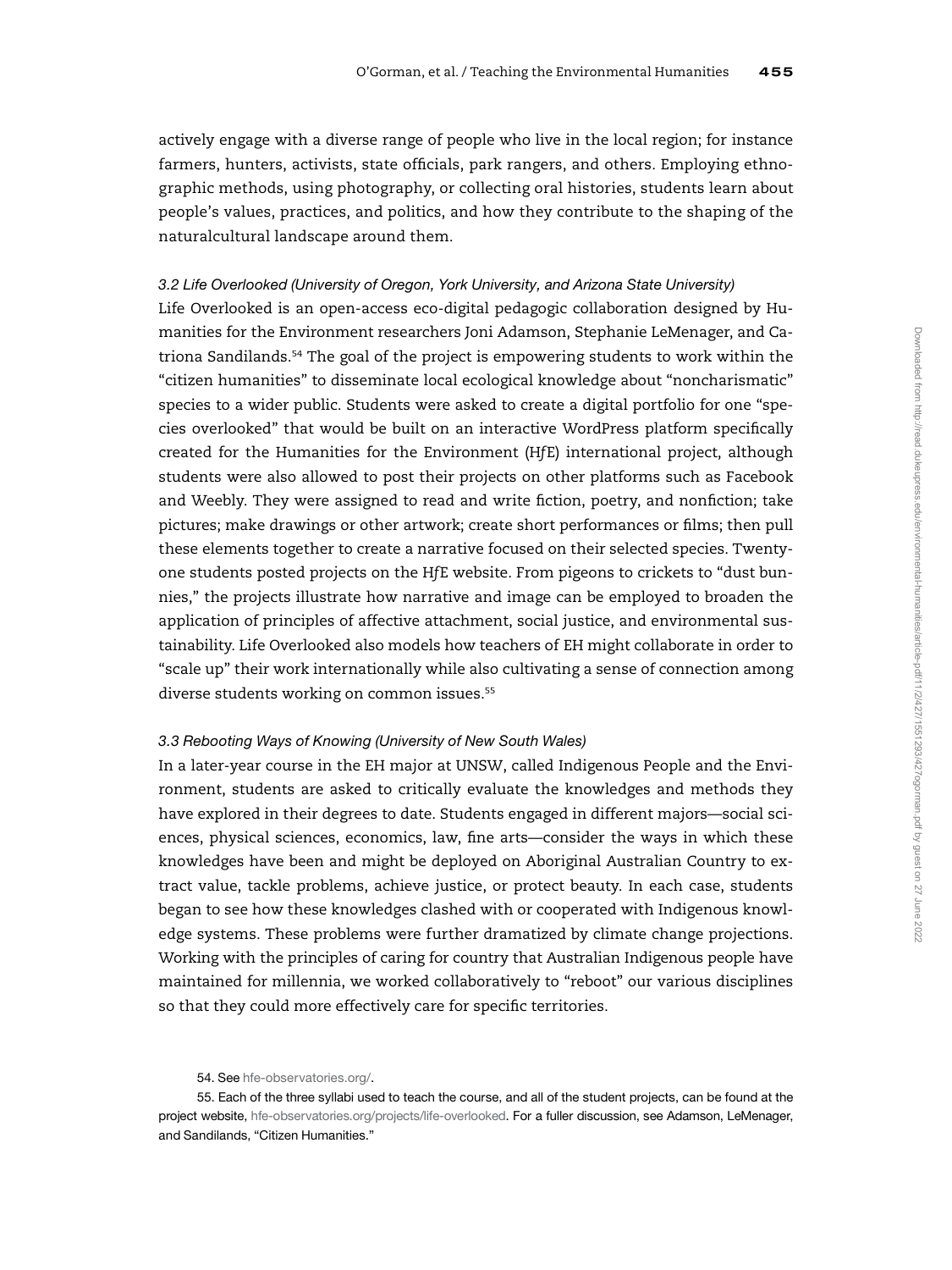actively engage with a diverse range of people who live in the local region; for instance farmers, hunters, activists, state officials, park rangers, and others. Employing ethnographic methods, using photography, or collecting oral histories, students learn about people's values, practices, and politics, and how they contribute to the shaping of the naturalcultural landscape around them.

### *3.2 Life Overlooked (University of Oregon, York University, and Arizona State University)*

Life Overlooked is an open-access eco-digital pedagogic collaboration designed by Humanities for the Environment researchers Joni Adamson, Stephanie LeMenager, and Catriona Sandilands.[54] The goal of the project is empowering students to work within the "citizen humanities" to disseminate local ecological knowledge about "noncharismatic" species to a wider public. Students were asked to create a digital portfolio for one "species overlooked" that would be built on an interactive WordPress platform specifically created for the Humanities for the Environment (H*f*E) international project, although students were also allowed to post their projects on other platforms such as Facebook and Weebly. They were assigned to read and write fiction, poetry, and nonfiction; take pictures; make drawings or other artwork; create short performances or films; then pull these elements together to create a narrative focused on their selected species. Twenty-one students posted projects on the H*f*E website. From pigeons to crickets to "dust bunnies," the projects illustrate how narrative and image can be employed to broaden the application of principles of affective attachment, social justice, and environmental sustainability. Life Overlooked also models how teachers of EH might collaborate in order to "scale up" their work internationally while also cultivating a sense of connection among diverse students working on common issues.[55]

### *3.3 Rebooting Ways of Knowing (University of New South Wales)*

In a later-year course in the EH major at UNSW, called Indigenous People and the Environment, students are asked to critically evaluate the knowledges and methods they have explored in their degrees to date. Students engaged in different majors—social sciences, physical sciences, economics, law, fine arts—consider the ways in which these knowledges have been and might be deployed on Aboriginal Australian Country to extract value, tackle problems, achieve justice, or protect beauty. In each case, students began to see how these knowledges clashed with or cooperated with Indigenous knowledge systems. These problems were further dramatized by climate change projections. Working with the principles of caring for country that Australian Indigenous people have maintained for millennia, we worked collaboratively to "reboot" our various disciplines so that they could more effectively care for specific territories.

54. See hfe-observatories.org/.

55. Each of the three syllabi used to teach the course, and all of the student projects, can be found at the project website, hfe-observatories.org/projects/life-overlooked. For a fuller discussion, see Adamson, LeMenager, and Sandilands, "Citizen Humanities."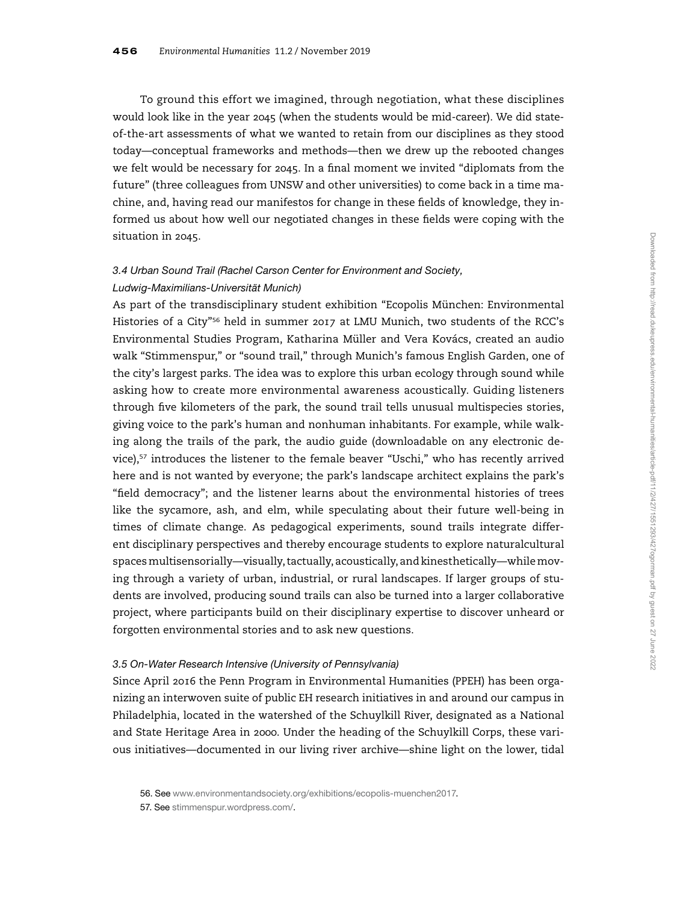To ground this effort we imagined, through negotiation, what these disciplines would look like in the year 2045 (when the students would be mid-career). We did state-of-the-art assessments of what we wanted to retain from our disciplines as they stood today—conceptual frameworks and methods—then we drew up the rebooted changes we felt would be necessary for 2045. In a final moment we invited "diplomats from the future" (three colleagues from UNSW and other universities) to come back in a time machine, and, having read our manifestos for change in these fields of knowledge, they informed us about how well our negotiated changes in these fields were coping with the situation in 2045.

### *3.4 Urban Sound Trail (Rachel Carson Center for Environment and Society, Ludwig-Maximilians-Universität Munich)*

As part of the transdisciplinary student exhibition "Ecopolis München: Environmental Histories of a City"[56] held in summer 2017 at LMU Munich, two students of the RCC's Environmental Studies Program, Katharina Müller and Vera Kovács, created an audio walk "Stimmenspur," or "sound trail," through Munich's famous English Garden, one of the city's largest parks. The idea was to explore this urban ecology through sound while asking how to create more environmental awareness acoustically. Guiding listeners through five kilometers of the park, the sound trail tells unusual multispecies stories, giving voice to the park's human and nonhuman inhabitants. For example, while walking along the trails of the park, the audio guide (downloadable on any electronic device),[57] introduces the listener to the female beaver "Uschi," who has recently arrived here and is not wanted by everyone; the park's landscape architect explains the park's "field democracy"; and the listener learns about the environmental histories of trees like the sycamore, ash, and elm, while speculating about their future well-being in times of climate change. As pedagogical experiments, sound trails integrate different disciplinary perspectives and thereby encourage students to explore naturalcultural spaces multisensorially—visually, tactually, acoustically, and kinesthetically—while moving through a variety of urban, industrial, or rural landscapes. If larger groups of students are involved, producing sound trails can also be turned into a larger collaborative project, where participants build on their disciplinary expertise to discover unheard or forgotten environmental stories and to ask new questions.

### *3.5 On-Water Research Intensive (University of Pennsylvania)*

Since April 2016 the Penn Program in Environmental Humanities (PPEH) has been organizing an interwoven suite of public EH research initiatives in and around our campus in Philadelphia, located in the watershed of the Schuylkill River, designated as a National and State Heritage Area in 2000. Under the heading of the Schuylkill Corps, these various initiatives—documented in our living river archive—shine light on the lower, tidal

56. See www.environmentandsociety.org/exhibitions/ecopolis-muenchen2017.

57. See stimmenspur.wordpress.com/.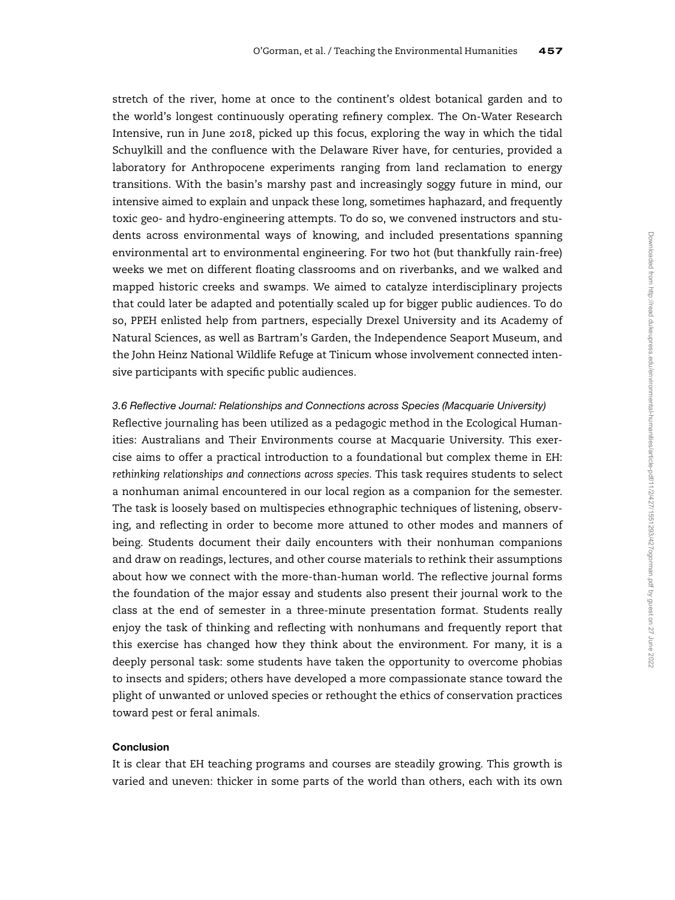stretch of the river, home at once to the continent's oldest botanical garden and to the world's longest continuously operating refinery complex. The On-Water Research Intensive, run in June 2018, picked up this focus, exploring the way in which the tidal Schuylkill and the confluence with the Delaware River have, for centuries, provided a laboratory for Anthropocene experiments ranging from land reclamation to energy transitions. With the basin's marshy past and increasingly soggy future in mind, our intensive aimed to explain and unpack these long, sometimes haphazard, and frequently toxic geo- and hydro-engineering attempts. To do so, we convened instructors and students across environmental ways of knowing, and included presentations spanning environmental art to environmental engineering. For two hot (but thankfully rain-free) weeks we met on different floating classrooms and on riverbanks, and we walked and mapped historic creeks and swamps. We aimed to catalyze interdisciplinary projects that could later be adapted and potentially scaled up for bigger public audiences. To do so, PPEH enlisted help from partners, especially Drexel University and its Academy of Natural Sciences, as well as Bartram's Garden, the Independence Seaport Museum, and the John Heinz National Wildlife Refuge at Tinicum whose involvement connected intensive participants with specific public audiences.

### *3.6 Reflective Journal: Relationships and Connections across Species (Macquarie University)*

Reflective journaling has been utilized as a pedagogic method in the Ecological Humanities: Australians and Their Environments course at Macquarie University. This exercise aims to offer a practical introduction to a foundational but complex theme in EH: *rethinking relationships and connections across species*. This task requires students to select a nonhuman animal encountered in our local region as a companion for the semester. The task is loosely based on multispecies ethnographic techniques of listening, observing, and reflecting in order to become more attuned to other modes and manners of being. Students document their daily encounters with their nonhuman companions and draw on readings, lectures, and other course materials to rethink their assumptions about how we connect with the more-than-human world. The reflective journal forms the foundation of the major essay and students also present their journal work to the class at the end of semester in a three-minute presentation format. Students really enjoy the task of thinking and reflecting with nonhumans and frequently report that this exercise has changed how they think about the environment. For many, it is a deeply personal task: some students have taken the opportunity to overcome phobias to insects and spiders; others have developed a more compassionate stance toward the plight of unwanted or unloved species or rethought the ethics of conservation practices toward pest or feral animals.

## Conclusion

It is clear that EH teaching programs and courses are steadily growing. This growth is varied and uneven: thicker in some parts of the world than others, each with its own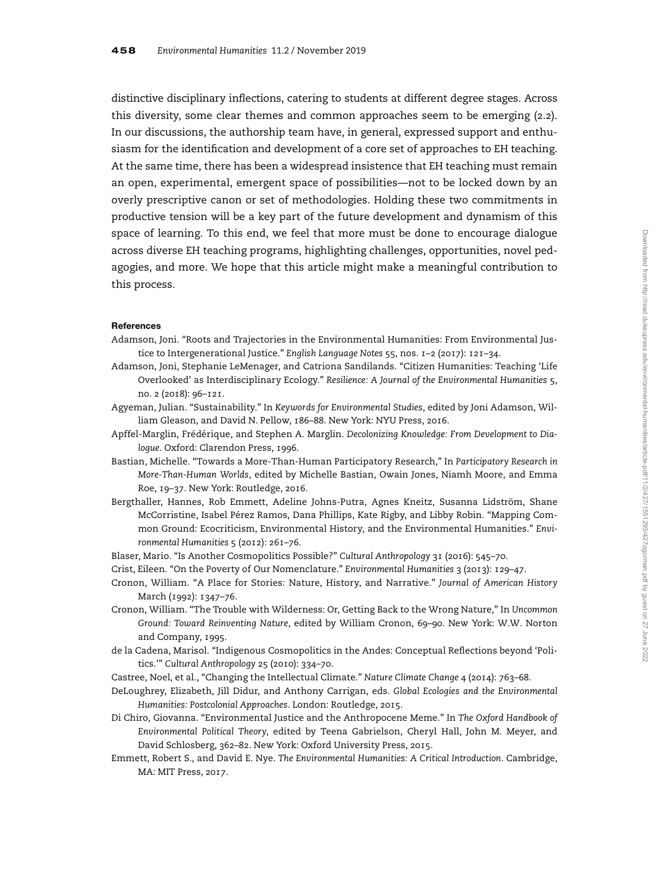distinctive disciplinary inflections, catering to students at different degree stages. Across this diversity, some clear themes and common approaches seem to be emerging (2.2). In our discussions, the authorship team have, in general, expressed support and enthusiasm for the identification and development of a core set of approaches to EH teaching. At the same time, there has been a widespread insistence that EH teaching must remain an open, experimental, emergent space of possibilities—not to be locked down by an overly prescriptive canon or set of methodologies. Holding these two commitments in productive tension will be a key part of the future development and dynamism of this space of learning. To this end, we feel that more must be done to encourage dialogue across diverse EH teaching programs, highlighting challenges, opportunities, novel pedagogies, and more. We hope that this article might make a meaningful contribution to this process.

#### References

Adamson, Joni. "Roots and Trajectories in the Environmental Humanities: From Environmental Justice to Intergenerational Justice." *English Language Notes* 55, nos. 1–2 (2017): 121–34.

Adamson, Joni, Stephanie LeMenager, and Catriona Sandilands. "Citizen Humanities: Teaching 'Life Overlooked' as Interdisciplinary Ecology." *Resilience: A Journal of the Environmental Humanities* 5, no. 2 (2018): 96–121.

Agyeman, Julian. "Sustainability." In *Keywords for Environmental Studies*, edited by Joni Adamson, William Gleason, and David N. Pellow, 186–88. New York: NYU Press, 2016.

Apffel-Marglin, Frédérique, and Stephen A. Marglin. *Decolonizing Knowledge: From Development to Dialogue*. Oxford: Clarendon Press, 1996.

Bastian, Michelle. "Towards a More-Than-Human Participatory Research," In *Participatory Research in More-Than-Human Worlds*, edited by Michelle Bastian, Owain Jones, Niamh Moore, and Emma Roe, 19–37. New York: Routledge, 2016.

Bergthaller, Hannes, Rob Emmett, Adeline Johns-Putra, Agnes Kneitz, Susanna Lidström, Shane McCorristine, Isabel Pérez Ramos, Dana Phillips, Kate Rigby, and Libby Robin. "Mapping Common Ground: Ecocriticism, Environmental History, and the Environmental Humanities." *Environmental Humanities* 5 (2012): 261–76.

Blaser, Mario. "Is Another Cosmopolitics Possible?" *Cultural Anthropology* 31 (2016): 545–70.

Crist, Eileen. "On the Poverty of Our Nomenclature." *Environmental Humanities* 3 (2013): 129–47.

Cronon, William. "A Place for Stories: Nature, History, and Narrative." *Journal of American History* March (1992): 1347–76.

Cronon, William. "The Trouble with Wilderness: Or, Getting Back to the Wrong Nature," In *Uncommon Ground: Toward Reinventing Nature*, edited by William Cronon, 69–90. New York: W.W. Norton and Company, 1995.

de la Cadena, Marisol. "Indigenous Cosmopolitics in the Andes: Conceptual Reflections beyond 'Politics.'" *Cultural Anthropology* 25 (2010): 334–70.

Castree, Noel, et al., "Changing the Intellectual Climate." *Nature Climate Change* 4 (2014): 763–68.

DeLoughrey, Elizabeth, Jill Didur, and Anthony Carrigan, eds. *Global Ecologies and the Environmental Humanities: Postcolonial Approaches*. London: Routledge, 2015.

Di Chiro, Giovanna. "Environmental Justice and the Anthropocene Meme." In *The Oxford Handbook of Environmental Political Theory*, edited by Teena Gabrielson, Cheryl Hall, John M. Meyer, and David Schlosberg, 362–82. New York: Oxford University Press, 2015.

Emmett, Robert S., and David E. Nye. *The Environmental Humanities: A Critical Introduction*. Cambridge, MA: MIT Press, 2017.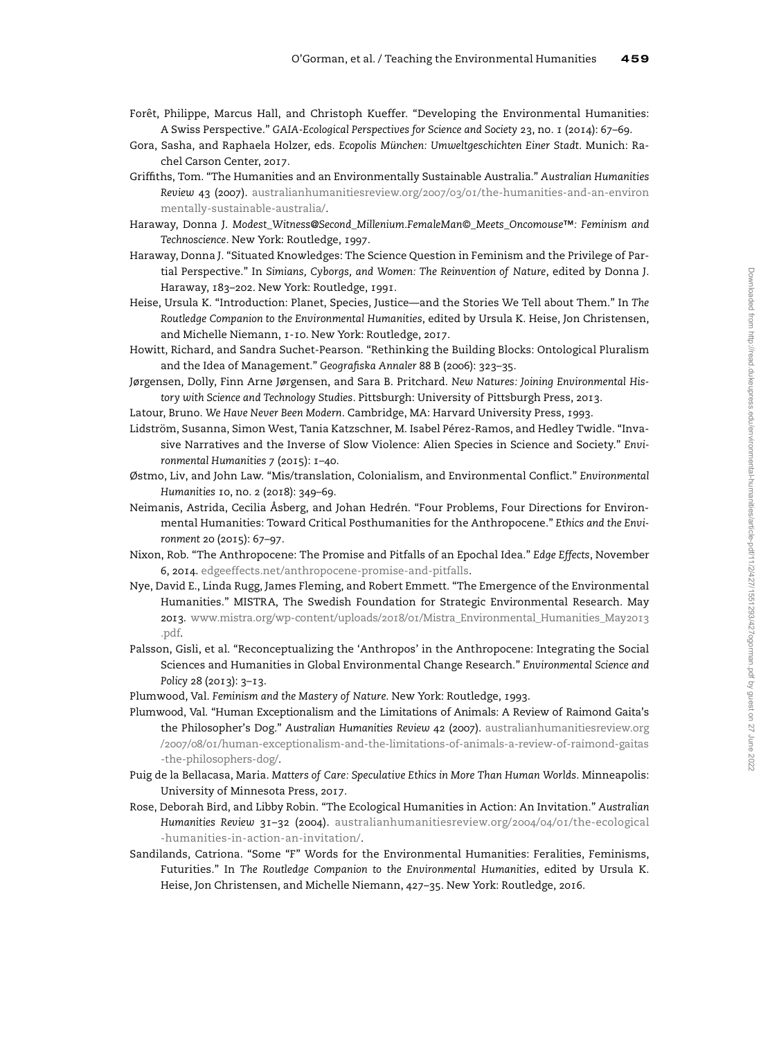Forêt, Philippe, Marcus Hall, and Christoph Kueffer. "Developing the Environmental Humanities: A Swiss Perspective." *GAIA-Ecological Perspectives for Science and Society* 23, no. 1 (2014): 67–69.

Gora, Sasha, and Raphaela Holzer, eds. *Ecopolis München: Umweltgeschichten Einer Stadt*. Munich: Rachel Carson Center, 2017.

Griffiths, Tom. "The Humanities and an Environmentally Sustainable Australia." *Australian Humanities Review* 43 (2007). australianhumanitiesreview.org/2007/03/01/the-humanities-and-an-environmentally-sustainable-australia/.

Haraway, Donna J. *Modest_Witness@Second_Millenium.FemaleMan©_Meets_Oncomouse™: Feminism and Technoscience*. New York: Routledge, 1997.

Haraway, Donna J. "Situated Knowledges: The Science Question in Feminism and the Privilege of Partial Perspective." In *Simians, Cyborgs, and Women: The Reinvention of Nature*, edited by Donna J. Haraway, 183–202. New York: Routledge, 1991.

Heise, Ursula K. "Introduction: Planet, Species, Justice—and the Stories We Tell about Them." In *The Routledge Companion to the Environmental Humanities*, edited by Ursula K. Heise, Jon Christensen, and Michelle Niemann, 1-10. New York: Routledge, 2017.

Howitt, Richard, and Sandra Suchet-Pearson. "Rethinking the Building Blocks: Ontological Pluralism and the Idea of Management." *Geografiska Annaler* 88 B (2006): 323–35.

Jørgensen, Dolly, Finn Arne Jørgensen, and Sara B. Pritchard. *New Natures: Joining Environmental History with Science and Technology Studies*. Pittsburgh: University of Pittsburgh Press, 2013.

Latour, Bruno. *We Have Never Been Modern*. Cambridge, MA: Harvard University Press, 1993.

Lidström, Susanna, Simon West, Tania Katzschner, M. Isabel Pérez-Ramos, and Hedley Twidle. "Invasive Narratives and the Inverse of Slow Violence: Alien Species in Science and Society." *Environmental Humanities* 7 (2015): 1–40.

Østmo, Liv, and John Law. "Mis/translation, Colonialism, and Environmental Conflict." *Environmental Humanities* 10, no. 2 (2018): 349–69.

Neimanis, Astrida, Cecilia Åsberg, and Johan Hedrén. "Four Problems, Four Directions for Environmental Humanities: Toward Critical Posthumanities for the Anthropocene." *Ethics and the Environment* 20 (2015): 67–97.

Nixon, Rob. "The Anthropocene: The Promise and Pitfalls of an Epochal Idea." *Edge Effects*, November 6, 2014. edgeeffects.net/anthropocene-promise-and-pitfalls.

Nye, David E., Linda Rugg, James Fleming, and Robert Emmett. "The Emergence of the Environmental Humanities." MISTRA, The Swedish Foundation for Strategic Environmental Research. May 2013. www.mistra.org/wp-content/uploads/2018/01/Mistra_Environmental_Humanities_May2013.pdf.

Palsson, Gisli, et al. "Reconceptualizing the 'Anthropos' in the Anthropocene: Integrating the Social Sciences and Humanities in Global Environmental Change Research." *Environmental Science and Policy* 28 (2013): 3–13.

Plumwood, Val. *Feminism and the Mastery of Nature*. New York: Routledge, 1993.

Plumwood, Val. "Human Exceptionalism and the Limitations of Animals: A Review of Raimond Gaita's the Philosopher's Dog." *Australian Humanities Review* 42 (2007). australianhumanitiesreview.org/2007/08/01/human-exceptionalism-and-the-limitations-of-animals-a-review-of-raimond-gaitas-the-philosophers-dog/.

Puig de la Bellacasa, Maria. *Matters of Care: Speculative Ethics in More Than Human Worlds*. Minneapolis: University of Minnesota Press, 2017.

Rose, Deborah Bird, and Libby Robin. "The Ecological Humanities in Action: An Invitation." *Australian Humanities Review* 31–32 (2004). australianhumanitiesreview.org/2004/04/01/the-ecological-humanities-in-action-an-invitation/.

Sandilands, Catriona. "Some "F" Words for the Environmental Humanities: Feralities, Feminisms, Futurities." In *The Routledge Companion to the Environmental Humanities*, edited by Ursula K. Heise, Jon Christensen, and Michelle Niemann, 427–35. New York: Routledge, 2016.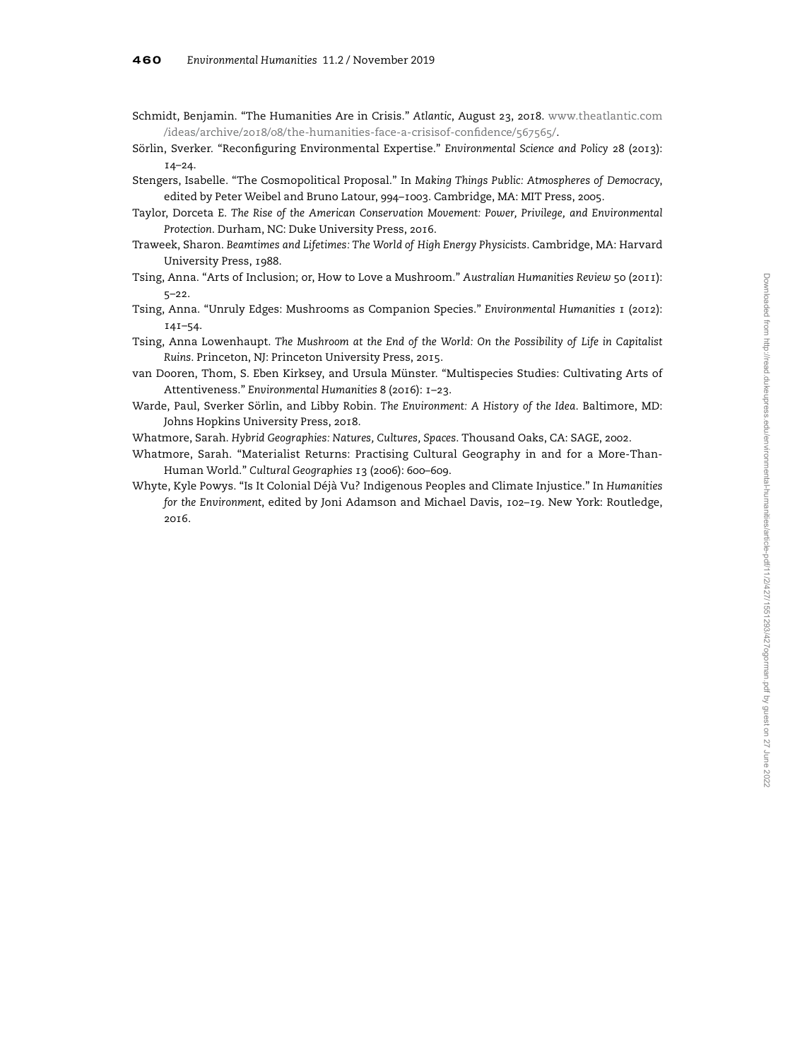Schmidt, Benjamin. “The Humanities Are in Crisis.” *Atlantic*, August 23, 2018. www.theatlantic.com/ideas/archive/2018/08/the-humanities-face-a-crisisof-confidence/567565/.

Sörlin, Sverker. “Reconfiguring Environmental Expertise.” *Environmental Science and Policy* 28 (2013): 14–24.

Stengers, Isabelle. “The Cosmopolitical Proposal.” In *Making Things Public: Atmospheres of Democracy*, edited by Peter Weibel and Bruno Latour, 994–1003. Cambridge, MA: MIT Press, 2005.

Taylor, Dorceta E. *The Rise of the American Conservation Movement: Power, Privilege, and Environmental Protection*. Durham, NC: Duke University Press, 2016.

Traweek, Sharon. *Beamtimes and Lifetimes: The World of High Energy Physicists*. Cambridge, MA: Harvard University Press, 1988.

Tsing, Anna. “Arts of Inclusion; or, How to Love a Mushroom.” *Australian Humanities Review* 50 (2011): 5–22.

Tsing, Anna. “Unruly Edges: Mushrooms as Companion Species.” *Environmental Humanities* 1 (2012): 141–54.

Tsing, Anna Lowenhaupt. *The Mushroom at the End of the World: On the Possibility of Life in Capitalist Ruins*. Princeton, NJ: Princeton University Press, 2015.

van Dooren, Thom, S. Eben Kirksey, and Ursula Münster. “Multispecies Studies: Cultivating Arts of Attentiveness.” *Environmental Humanities* 8 (2016): 1–23.

Warde, Paul, Sverker Sörlin, and Libby Robin. *The Environment: A History of the Idea*. Baltimore, MD: Johns Hopkins University Press, 2018.

Whatmore, Sarah. *Hybrid Geographies: Natures, Cultures, Spaces*. Thousand Oaks, CA: SAGE, 2002.

Whatmore, Sarah. “Materialist Returns: Practising Cultural Geography in and for a More-Than-Human World.” *Cultural Geographies* 13 (2006): 600–609.

Whyte, Kyle Powys. “Is It Colonial Déjà Vu? Indigenous Peoples and Climate Injustice.” In *Humanities for the Environment*, edited by Joni Adamson and Michael Davis, 102–19. New York: Routledge, 2016.